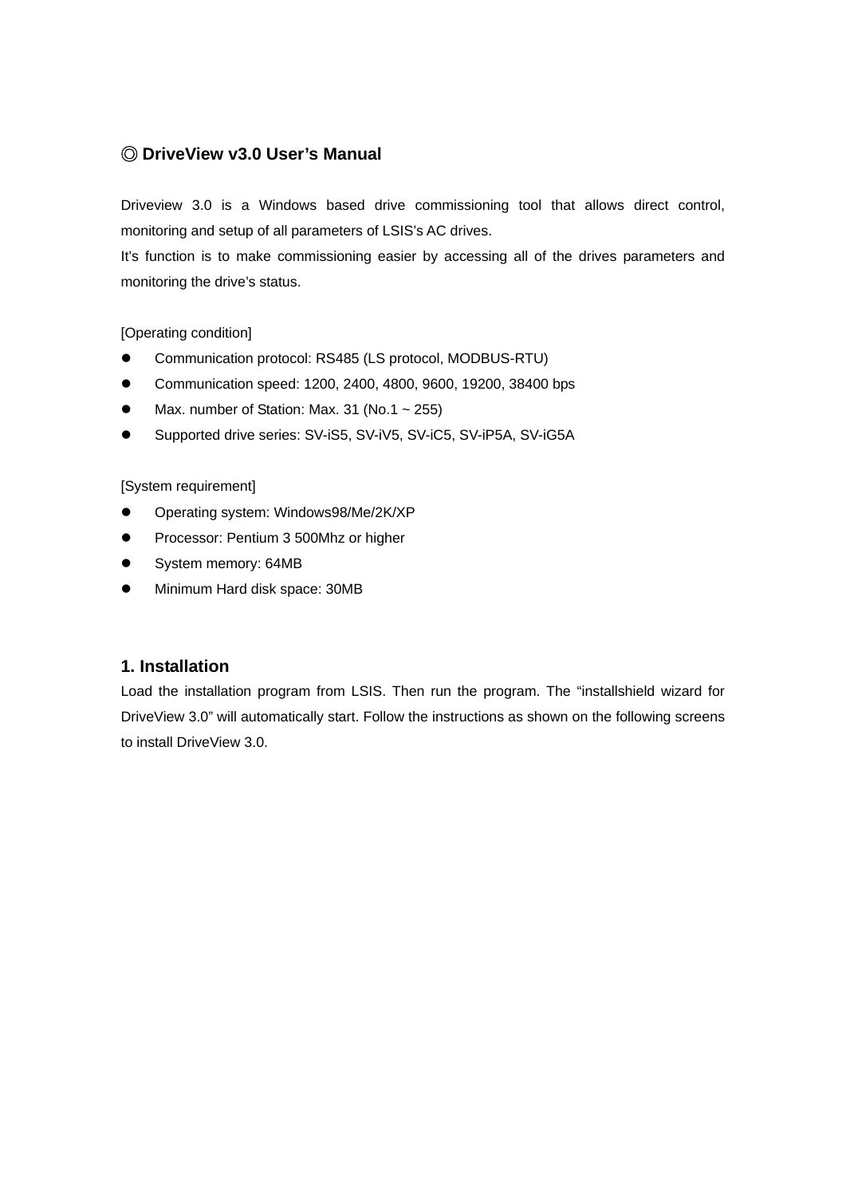# ◎ DriveView v3.0 User's Manual

Driveview 3.0 is a Windows based drive commissioning tool that allows direct control, monitoring and setup of all parameters of LSIS's AC drives.
It's function is to make commissioning easier by accessing all of the drives parameters and monitoring the drive's status.

[Operating condition]

- Communication protocol: RS485 (LS protocol, MODBUS-RTU)
- Communication speed: 1200, 2400, 4800, 9600, 19200, 38400 bps
- Max. number of Station: Max. 31 (No.1 ~ 255)
- Supported drive series: SV-iS5, SV-iV5, SV-iC5, SV-iP5A, SV-iG5A

[System requirement]

- Operating system: Windows98/Me/2K/XP
- Processor: Pentium 3 500Mhz or higher
- System memory: 64MB
- Minimum Hard disk space: 30MB

## 1. Installation

Load the installation program from LSIS. Then run the program. The "installshield wizard for DriveView 3.0" will automatically start. Follow the instructions as shown on the following screens to install DriveView 3.0.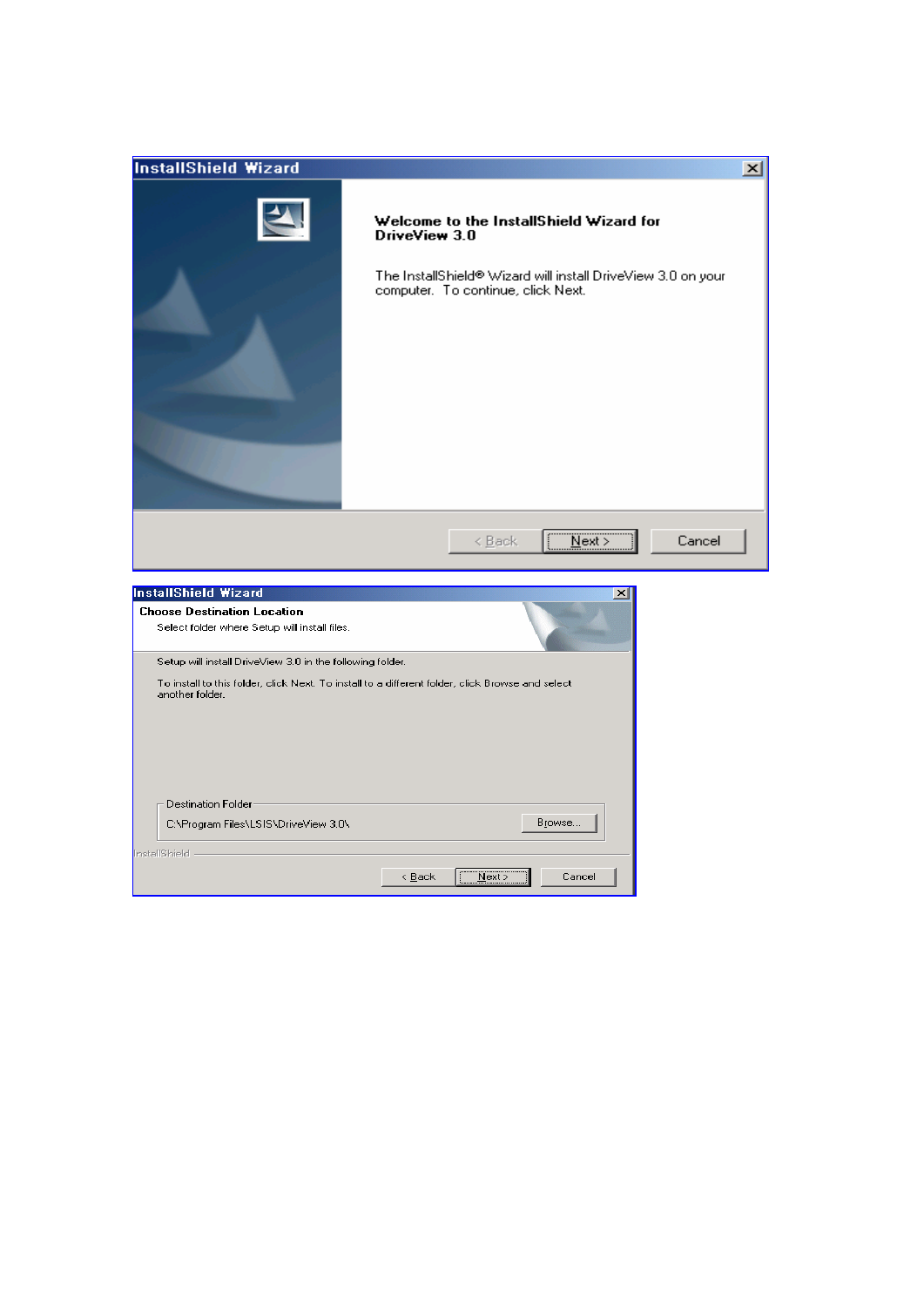**InstallShield Wizard**

**Welcome to the InstallShield Wizard for DriveView 3.0**

The InstallShield® Wizard will install DriveView 3.0 on your computer. To continue, click Next.

< Back | Next > | Cancel

**InstallShield Wizard**

**Choose Destination Location**

Select folder where Setup will install files.

Setup will install DriveView 3.0 in the following folder.

To install to this folder, click Next. To install to a different folder, click Browse and select another folder.

Destination Folder

C:\Program Files\LSIS\DriveView 3.0\ | Browse...

InstallShield

< Back | Next > | Cancel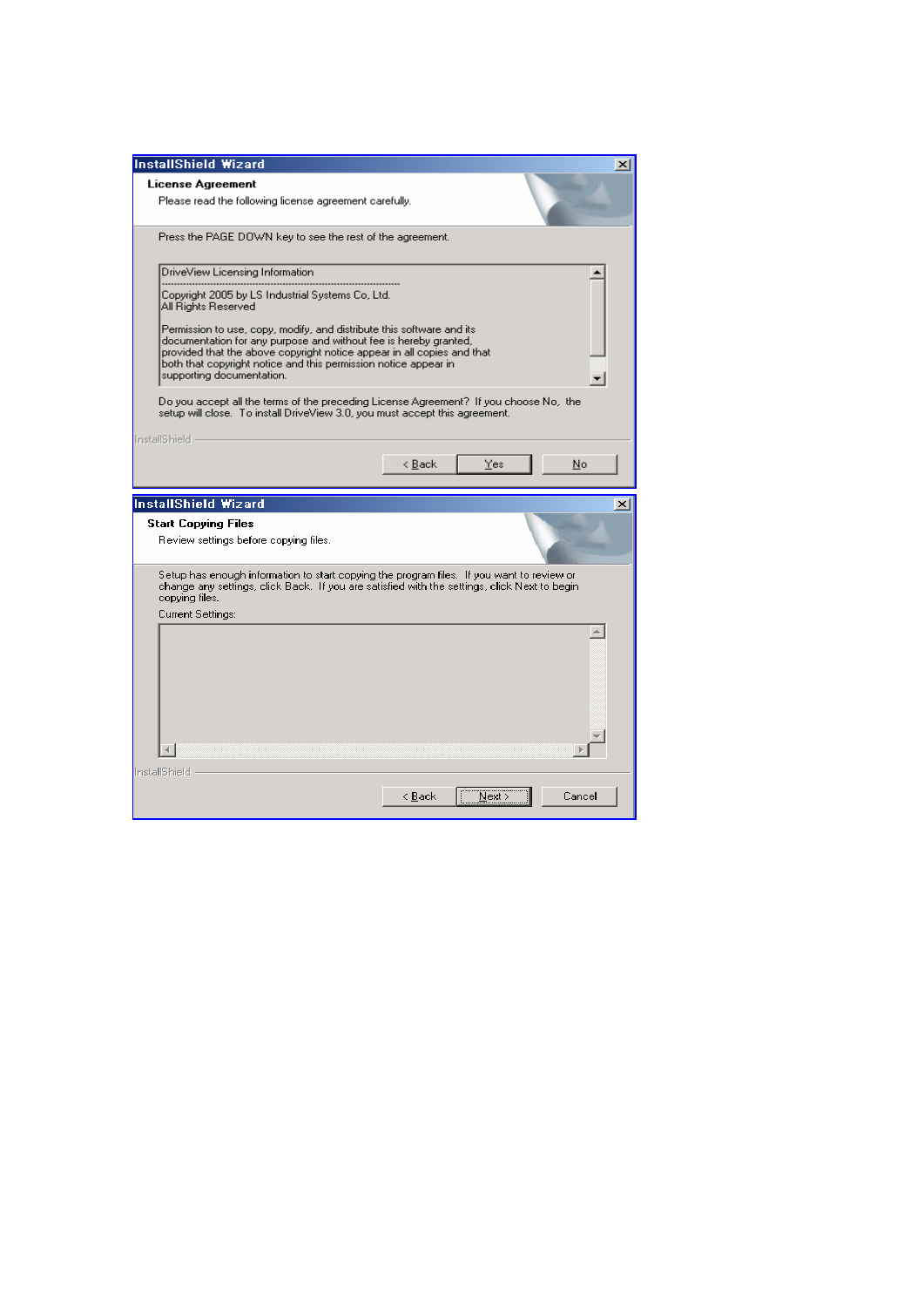**InstallShield Wizard**

**License Agreement**

Please read the following license agreement carefully.

Press the PAGE DOWN key to see the rest of the agreement.

DriveView Licensing Information

---

Copyright 2005 by LS Industrial Systems Co, Ltd.
All Rights Reserved

Permission to use, copy, modify, and distribute this software and its documentation for any purpose and without fee is hereby granted, provided that the above copyright notice appear in all copies and that both that copyright notice and this permission notice appear in supporting documentation.

Do you accept all the terms of the preceding License Agreement? If you choose No, the setup will close. To install DriveView 3.0, you must accept this agreement.

InstallShield

< Back | Yes | No

**InstallShield Wizard**

**Start Copying Files**

Review settings before copying files.

Setup has enough information to start copying the program files. If you want to review or change any settings, click Back. If you are satisfied with the settings, click Next to begin copying files.

Current Settings:

InstallShield

< Back | Next > | Cancel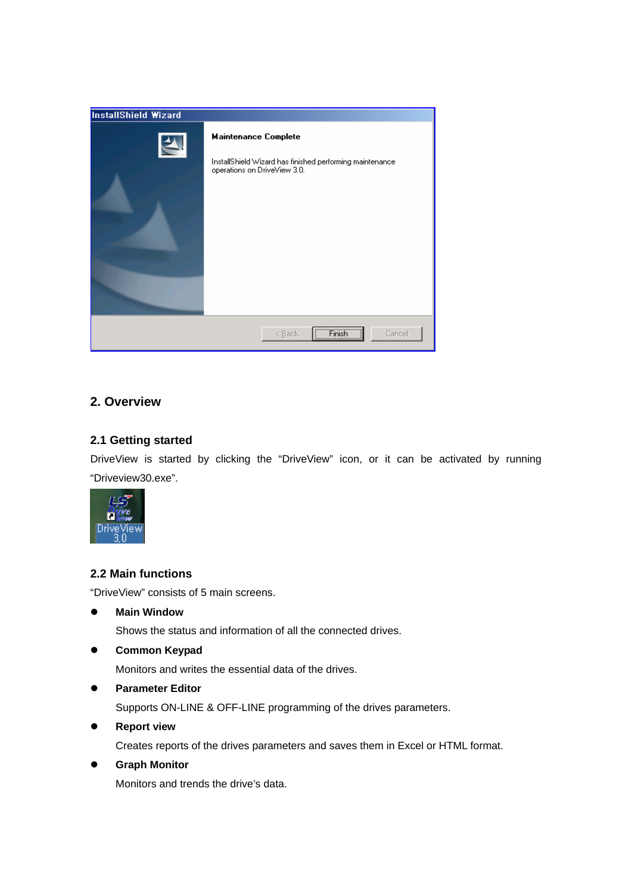## 2. Overview

### 2.1 Getting started

DriveView is started by clicking the "DriveView" icon, or it can be activated by running "Driveview30.exe".

### 2.2 Main functions

"DriveView" consists of 5 main screens.

- **Main Window**

  Shows the status and information of all the connected drives.

- **Common Keypad**

  Monitors and writes the essential data of the drives.

- **Parameter Editor**

  Supports ON-LINE & OFF-LINE programming of the drives parameters.

- **Report view**

  Creates reports of the drives parameters and saves them in Excel or HTML format.

- **Graph Monitor**

  Monitors and trends the drive's data.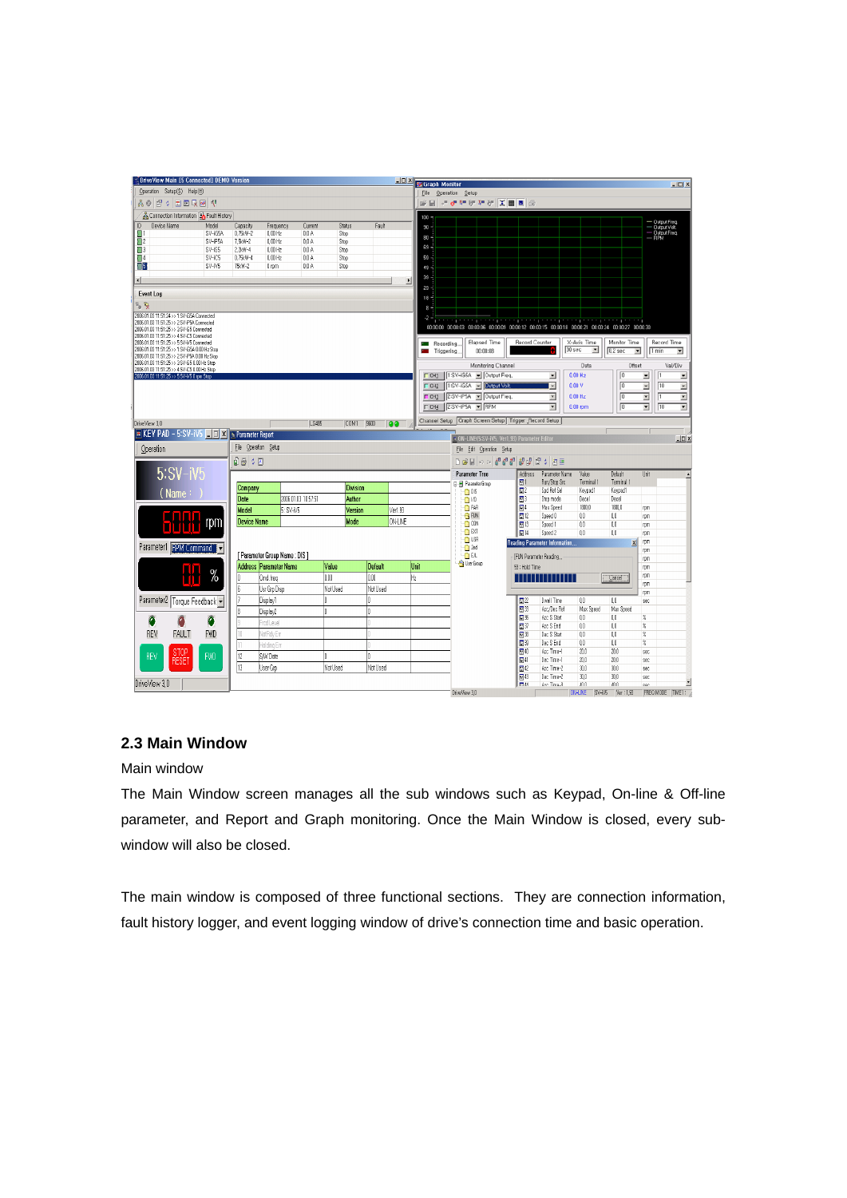## 2.3 Main Window

Main window

The Main Window screen manages all the sub windows such as Keypad, On-line & Off-line parameter, and Report and Graph monitoring. Once the Main Window is closed, every sub-window will also be closed.

The main window is composed of three functional sections. They are connection information, fault history logger, and event logging window of drive's connection time and basic operation.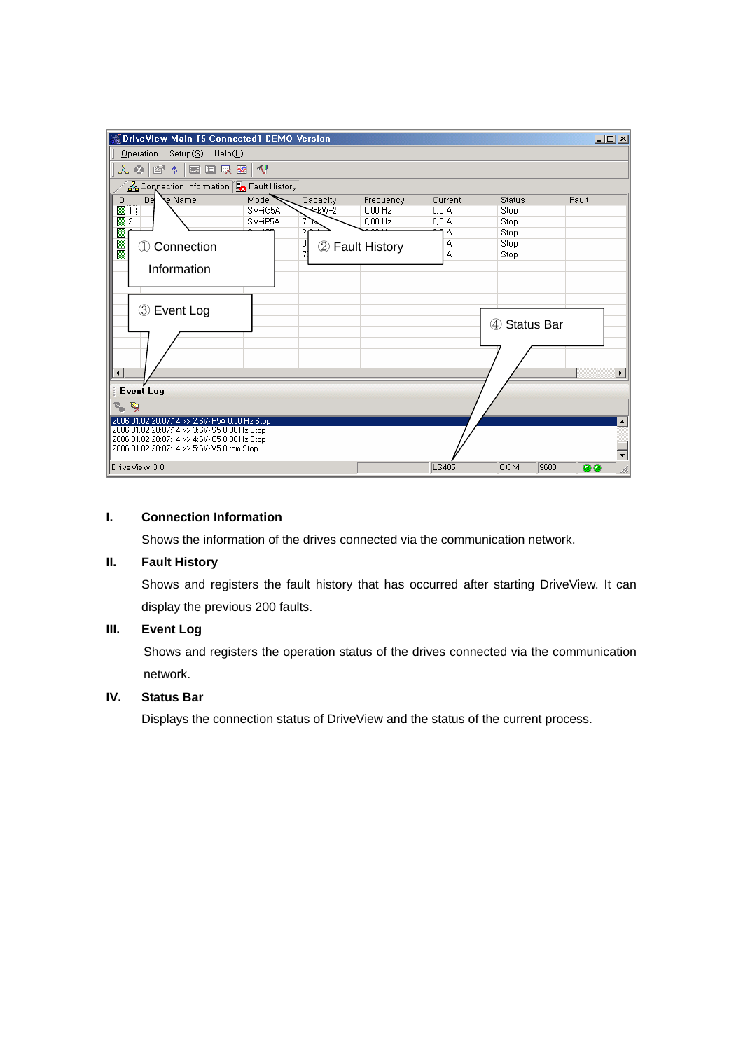**I. Connection Information**

Shows the information of the drives connected via the communication network.

**II. Fault History**

Shows and registers the fault history that has occurred after starting DriveView. It can display the previous 200 faults.

**III. Event Log**

Shows and registers the operation status of the drives connected via the communication network.

**IV. Status Bar**

Displays the connection status of DriveView and the status of the current process.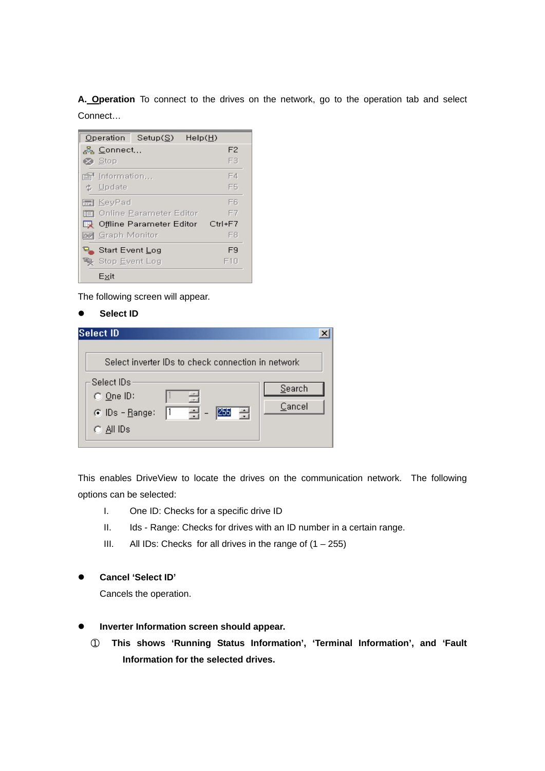**A. Operation** To connect to the drives on the network, go to the operation tab and select Connect…

Operation Setup(S) Help(H)

| | |
|---|---|
| Connect... | F2 |
| Stop | F3 |
| Information... | F4 |
| Update | F5 |
| KeyPad | F6 |
| Online Parameter Editor | F7 |
| Offline Parameter Editor | Ctrl+F7 |
| Graph Monitor | F8 |
| Start Event Log | F9 |
| Stop Event Log | F10 |
| Exit | |

The following screen will appear.

- **Select ID**

Select ID

Select inverter IDs to check connection in network

Select IDs
- One ID: 1
- IDs - Range: 1 - 255
- All IDs

Search
Cancel

This enables DriveView to locate the drives on the communication network. The following options can be selected:

I. One ID: Checks for a specific drive ID

II. Ids - Range: Checks for drives with an ID number in a certain range.

III. All IDs: Checks for all drives in the range of (1 – 255)

- **Cancel 'Select ID'**

  Cancels the operation.

- **Inverter Information screen should appear.**

  ① **This shows 'Running Status Information', 'Terminal Information', and 'Fault Information for the selected drives.**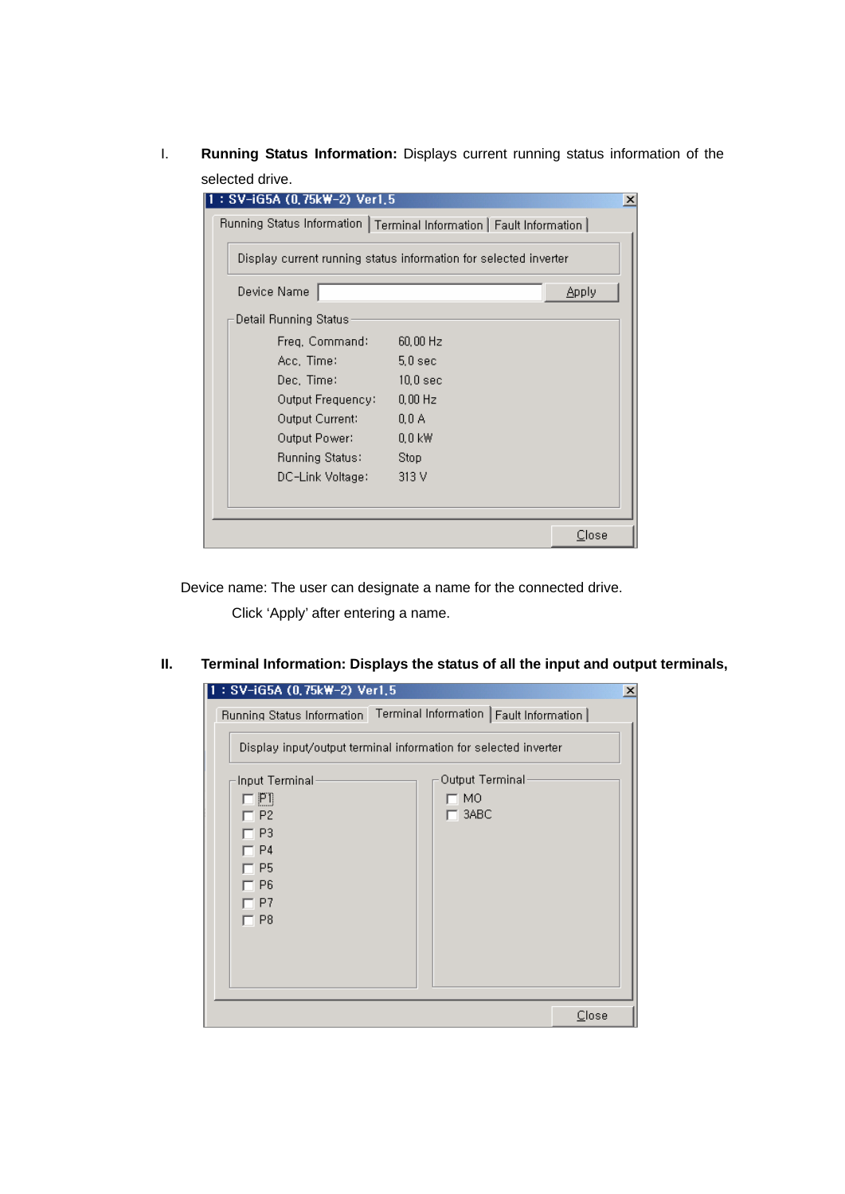I. **Running Status Information:** Displays current running status information of the selected drive.

1 : SV-iG5A (0.75kW-2) Ver1.5

Running Status Information | Terminal Information | Fault Information

Display current running status information for selected inverter

Device Name [ ] Apply

Detail Running Status

| | |
|---|---|
| Freq. Command: | 60.00 Hz |
| Acc. Time: | 5.0 sec |
| Dec. Time: | 10.0 sec |
| Output Frequency: | 0.00 Hz |
| Output Current: | 0.0 A |
| Output Power: | 0.0 kW |
| Running Status: | Stop |
| DC-Link Voltage: | 313 V |

Close

Device name: The user can designate a name for the connected drive.

Click 'Apply' after entering a name.

**II. Terminal Information: Displays the status of all the input and output terminals,**

1 : SV-iG5A (0.75kW-2) Ver1.5

Running Status Information | Terminal Information | Fault Information

Display input/output terminal information for selected inverter

| Input Terminal | Output Terminal |
|---|---|
| P1 | MO |
| P2 | 3ABC |
| P3 | |
| P4 | |
| P5 | |
| P6 | |
| P7 | |
| P8 | |

Close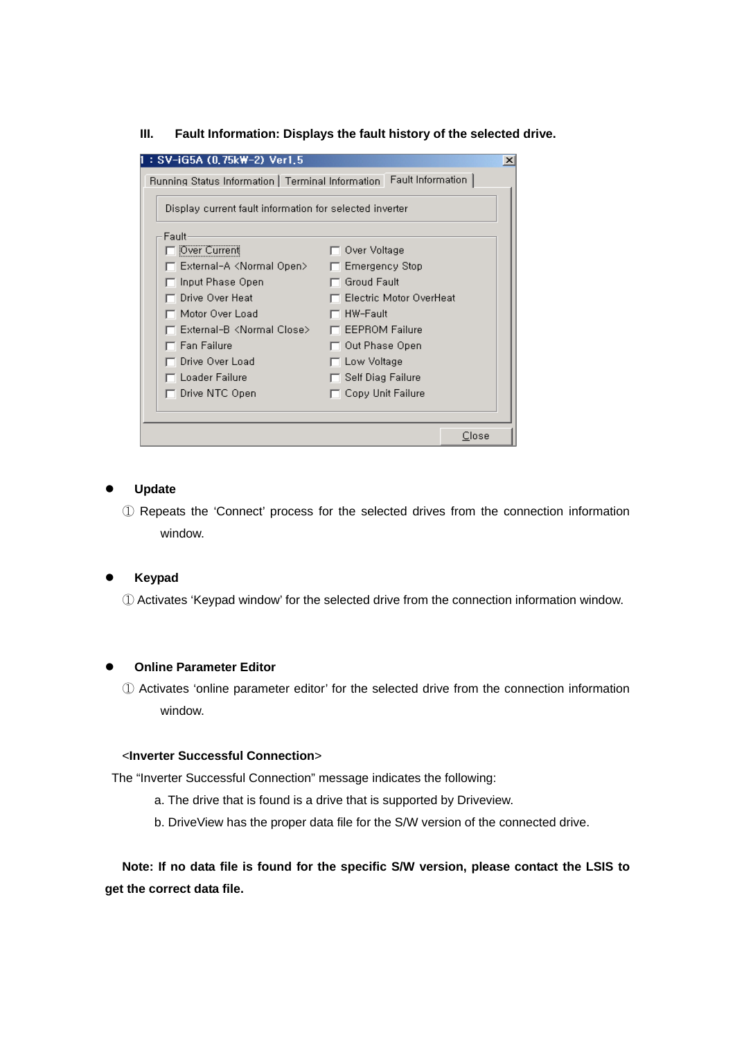### III. Fault Information: Displays the fault history of the selected drive.

1 : SV-iG5A (0.75kW-2) Ver1.5

Running Status Information | Terminal Information | Fault Information

Display current fault information for selected inverter

Fault

| | |
|---|---|
| Over Current | Over Voltage |
| External-A <Normal Open> | Emergency Stop |
| Input Phase Open | Groud Fault |
| Drive Over Heat | Electric Motor OverHeat |
| Motor Over Load | HW-Fault |
| External-B <Normal Close> | EEPROM Failure |
| Fan Failure | Out Phase Open |
| Drive Over Load | Low Voltage |
| Loader Failure | Self Diag Failure |
| Drive NTC Open | Copy Unit Failure |

Close

- **Update**

  ① Repeats the 'Connect' process for the selected drives from the connection information window.

- **Keypad**

  ① Activates 'Keypad window' for the selected drive from the connection information window.

- **Online Parameter Editor**

  ① Activates 'online parameter editor' for the selected drive from the connection information window.

<**Inverter Successful Connection**>

The "Inverter Successful Connection" message indicates the following:

a. The drive that is found is a drive that is supported by Driveview.

b. DriveView has the proper data file for the S/W version of the connected drive.

**Note: If no data file is found for the specific S/W version, please contact the LSIS to get the correct data file.**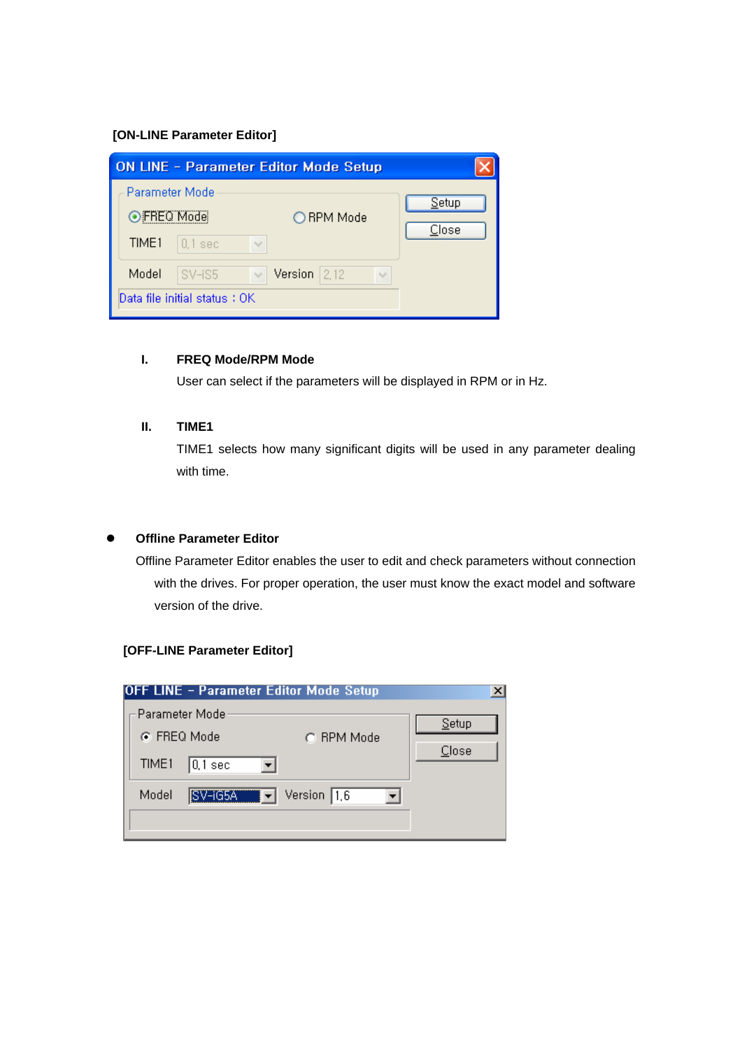**[ON-LINE Parameter Editor]**

ON LINE – Parameter Editor Mode Setup

Parameter Mode

FREQ Mode    RPM Mode

TIME1  0.1 sec

Model  SV-iS5    Version  2.12

Data file initial status : OK

Setup

Close

I. **FREQ Mode/RPM Mode**

   User can select if the parameters will be displayed in RPM or in Hz.

II. **TIME1**

   TIME1 selects how many significant digits will be used in any parameter dealing with time.

- **Offline Parameter Editor**

  Offline Parameter Editor enables the user to edit and check parameters without connection with the drives. For proper operation, the user must know the exact model and software version of the drive.

**[OFF-LINE Parameter Editor]**

OFF LINE – Parameter Editor Mode Setup

Parameter Mode

FREQ Mode    RPM Mode

TIME1  0.1 sec

Model  SV-iG5A    Version  1.6

Setup

Close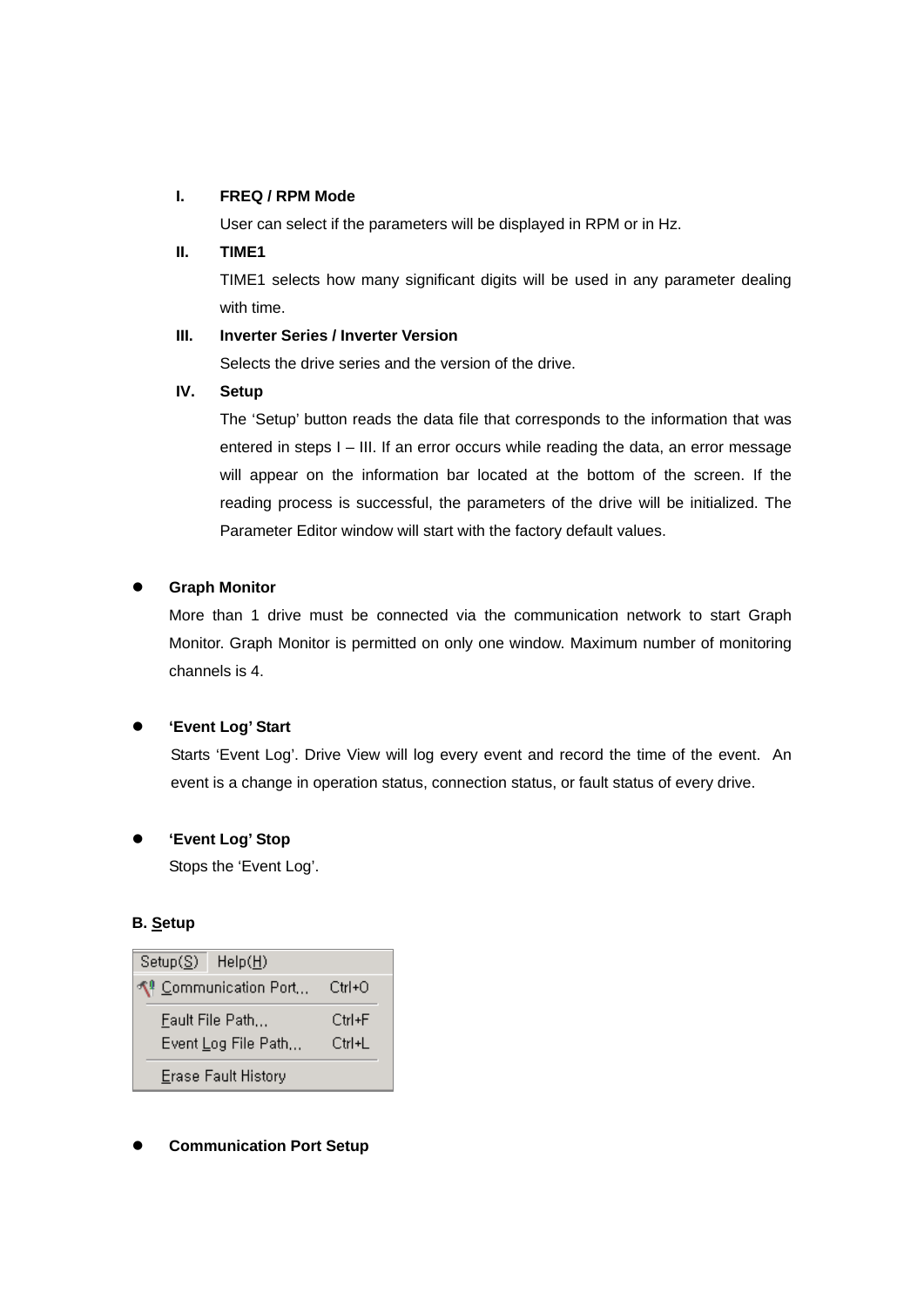I. **FREQ / RPM Mode**

User can select if the parameters will be displayed in RPM or in Hz.

II. **TIME1**

TIME1 selects how many significant digits will be used in any parameter dealing with time.

III. **Inverter Series / Inverter Version**

Selects the drive series and the version of the drive.

IV. **Setup**

The 'Setup' button reads the data file that corresponds to the information that was entered in steps I – III. If an error occurs while reading the data, an error message will appear on the information bar located at the bottom of the screen. If the reading process is successful, the parameters of the drive will be initialized. The Parameter Editor window will start with the factory default values.

- **Graph Monitor**

  More than 1 drive must be connected via the communication network to start Graph Monitor. Graph Monitor is permitted on only one window. Maximum number of monitoring channels is 4.

- **'Event Log' Start**

  Starts 'Event Log'. Drive View will log every event and record the time of the event. An event is a change in operation status, connection status, or fault status of every drive.

- **'Event Log' Stop**

  Stops the 'Event Log'.

**B. Setup**

| Setup(S) | Help(H) |
|---|---|
| Communication Port... | Ctrl+O |
| Fault File Path... | Ctrl+F |
| Event Log File Path... | Ctrl+L |
| Erase Fault History | |

- **Communication Port Setup**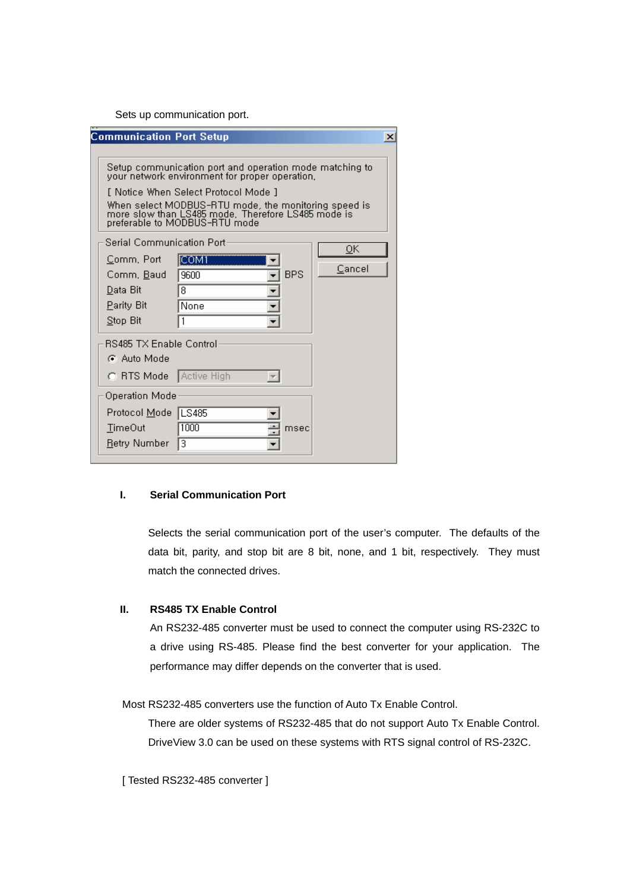Sets up communication port.

**Communication Port Setup**

Setup communication port and operation mode matching to your network environment for proper operation.

[ Notice When Select Protocol Mode ]

When select MODBUS-RTU mode, the monitoring speed is more slow than LS485 mode. Therefore LS485 mode is preferable to MODBUS-RTU mode

Serial Communication Port

| Setting | Value |
| --- | --- |
| Comm. Port | COM1 |
| Comm. Baud | 9600 BPS |
| Data Bit | 8 |
| Parity Bit | None |
| Stop Bit | 1 |

RS485 TX Enable Control

- (•) Auto Mode
- ( ) RTS Mode — Active High

Operation Mode

| Setting | Value |
| --- | --- |
| Protocol Mode | LS485 |
| TimeOut | 1000 msec |
| Retry Number | 3 |

OK | Cancel

## I. Serial Communication Port

Selects the serial communication port of the user's computer. The defaults of the data bit, parity, and stop bit are 8 bit, none, and 1 bit, respectively. They must match the connected drives.

## II. RS485 TX Enable Control

An RS232-485 converter must be used to connect the computer using RS-232C to a drive using RS-485. Please find the best converter for your application. The performance may differ depends on the converter that is used.

Most RS232-485 converters use the function of Auto Tx Enable Control.

There are older systems of RS232-485 that do not support Auto Tx Enable Control. DriveView 3.0 can be used on these systems with RTS signal control of RS-232C.

[ Tested RS232-485 converter ]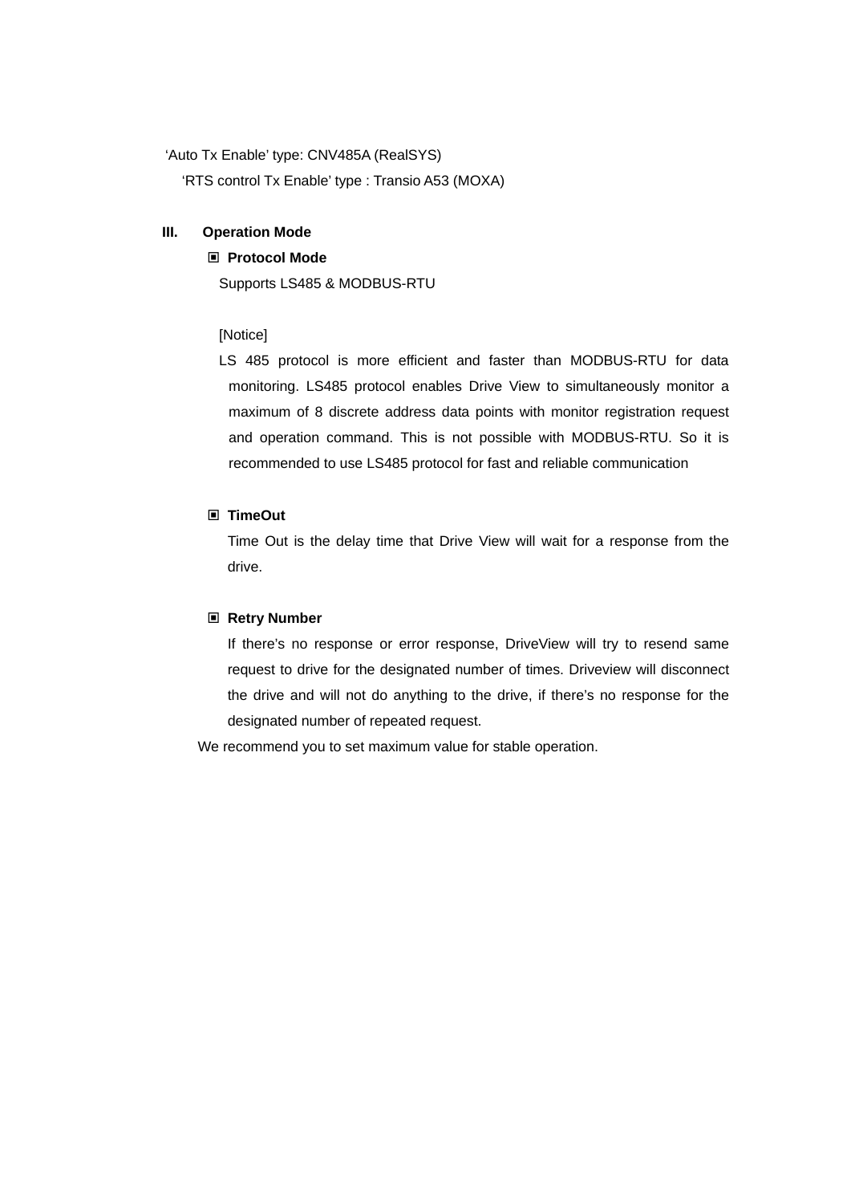'Auto Tx Enable' type: CNV485A (RealSYS)

'RTS control Tx Enable' type : Transio A53 (MOXA)

## III. Operation Mode

▣ **Protocol Mode**

Supports LS485 & MODBUS-RTU

[Notice]

LS 485 protocol is more efficient and faster than MODBUS-RTU for data monitoring. LS485 protocol enables Drive View to simultaneously monitor a maximum of 8 discrete address data points with monitor registration request and operation command. This is not possible with MODBUS-RTU. So it is recommended to use LS485 protocol for fast and reliable communication

▣ **TimeOut**

Time Out is the delay time that Drive View will wait for a response from the drive.

▣ **Retry Number**

If there's no response or error response, DriveView will try to resend same request to drive for the designated number of times. Driveview will disconnect the drive and will not do anything to the drive, if there's no response for the designated number of repeated request.

We recommend you to set maximum value for stable operation.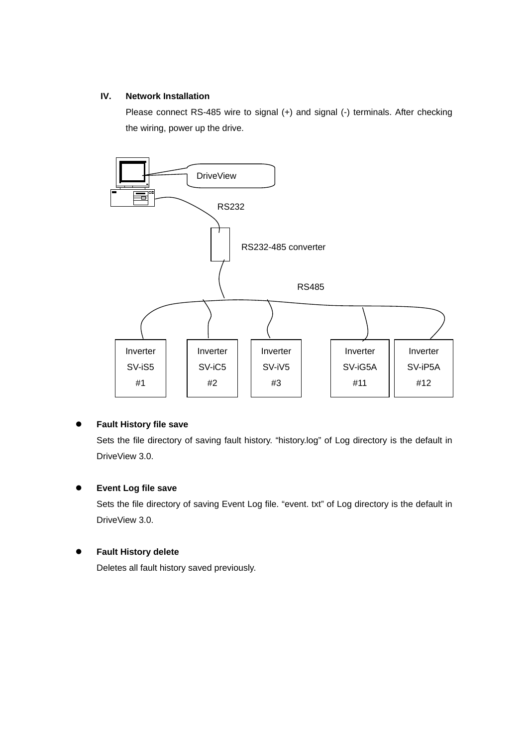### IV. Network Installation

Please connect RS-485 wire to signal (+) and signal (-) terminals. After checking the wiring, power up the drive.

DriveView

RS232

RS232-485 converter

RS485

Inverter SV-iS5 #1

Inverter SV-iC5 #2

Inverter SV-iV5 #3

Inverter SV-iG5A #11

Inverter SV-iP5A #12

- **Fault History file save**

  Sets the file directory of saving fault history. “history.log” of Log directory is the default in DriveView 3.0.

- **Event Log file save**

  Sets the file directory of saving Event Log file. “event. txt” of Log directory is the default in DriveView 3.0.

- **Fault History delete**

  Deletes all fault history saved previously.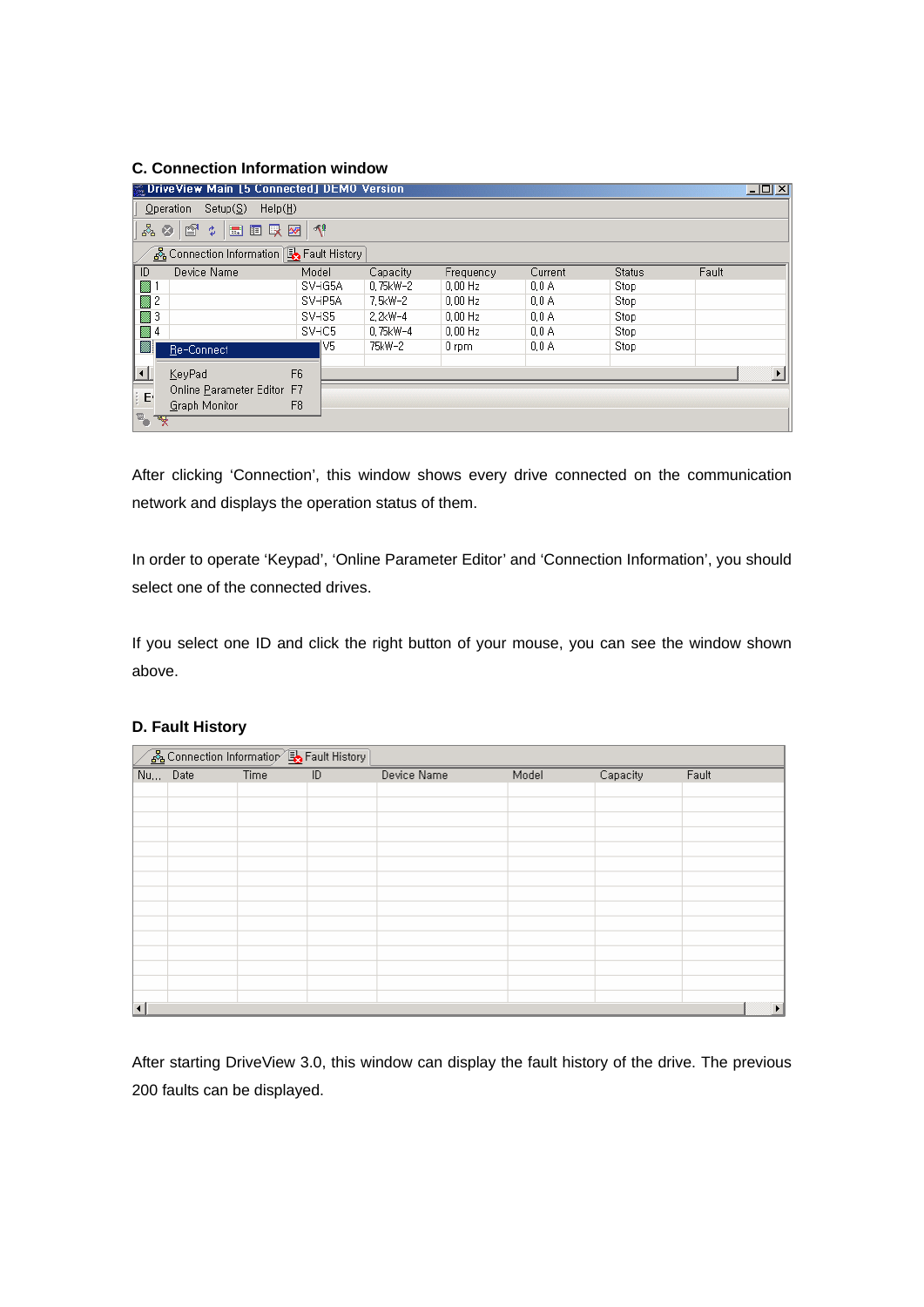**C. Connection Information window**

After clicking 'Connection', this window shows every drive connected on the communication network and displays the operation status of them.

In order to operate 'Keypad', 'Online Parameter Editor' and 'Connection Information', you should select one of the connected drives.

If you select one ID and click the right button of your mouse, you can see the window shown above.

**D. Fault History**

After starting DriveView 3.0, this window can display the fault history of the drive. The previous 200 faults can be displayed.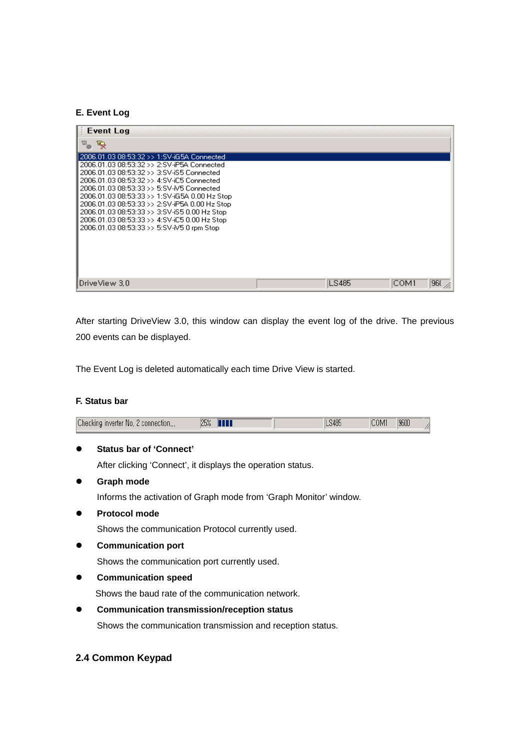### E. Event Log

After starting DriveView 3.0, this window can display the event log of the drive. The previous 200 events can be displayed.

The Event Log is deleted automatically each time Drive View is started.

### F. Status bar

- **Status bar of 'Connect'**

  After clicking 'Connect', it displays the operation status.

- **Graph mode**

  Informs the activation of Graph mode from 'Graph Monitor' window.

- **Protocol mode**

  Shows the communication Protocol currently used.

- **Communication port**

  Shows the communication port currently used.

- **Communication speed**

  Shows the baud rate of the communication network.

- **Communication transmission/reception status**

  Shows the communication transmission and reception status.

## 2.4 Common Keypad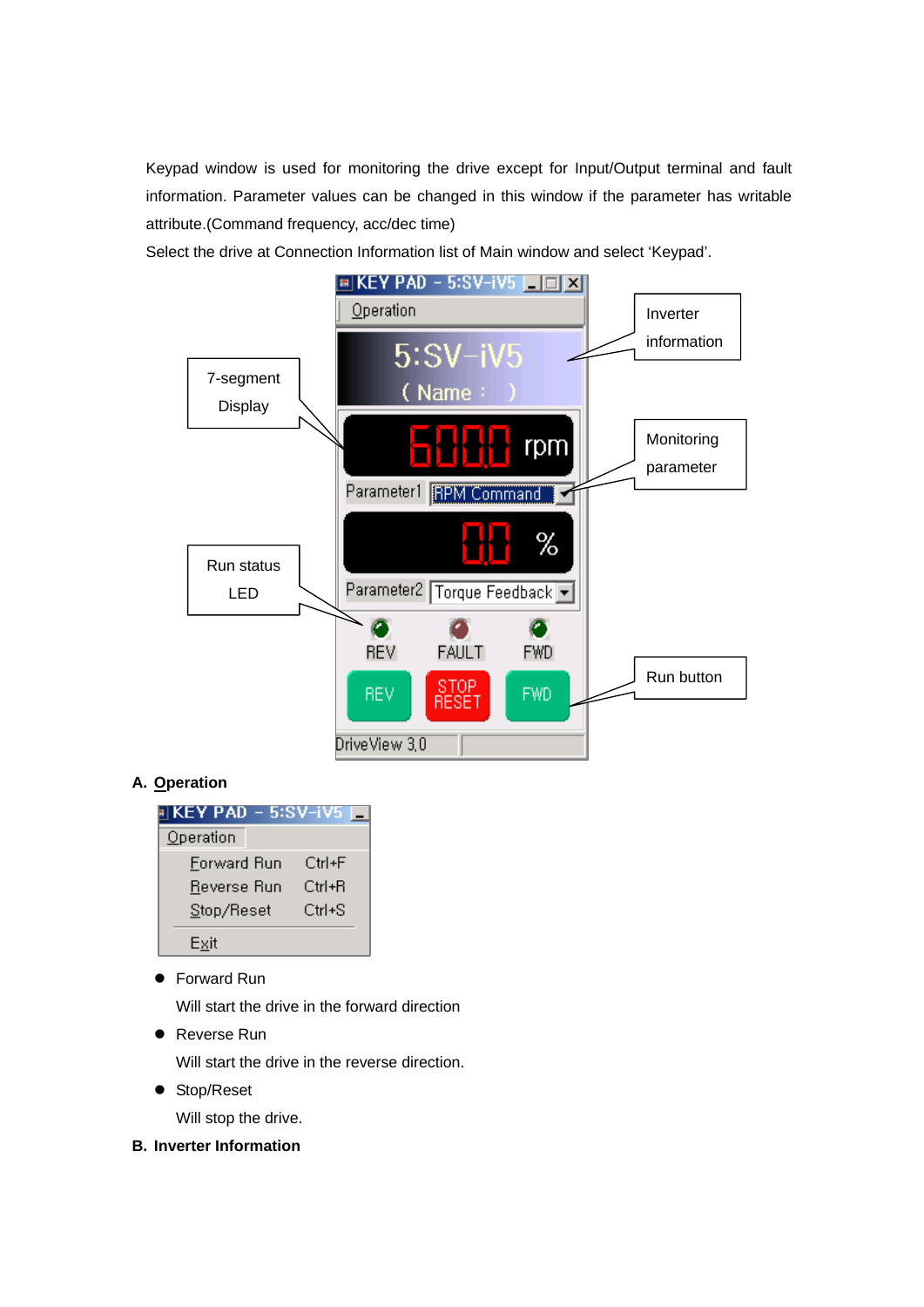Keypad window is used for monitoring the drive except for Input/Output terminal and fault information. Parameter values can be changed in this window if the parameter has writable attribute.(Command frequency, acc/dec time)

Select the drive at Connection Information list of Main window and select 'Keypad'.

## A. Operation

- Forward Run

  Will start the drive in the forward direction

- Reverse Run

  Will start the drive in the reverse direction.

- Stop/Reset

  Will stop the drive.

## B. Inverter Information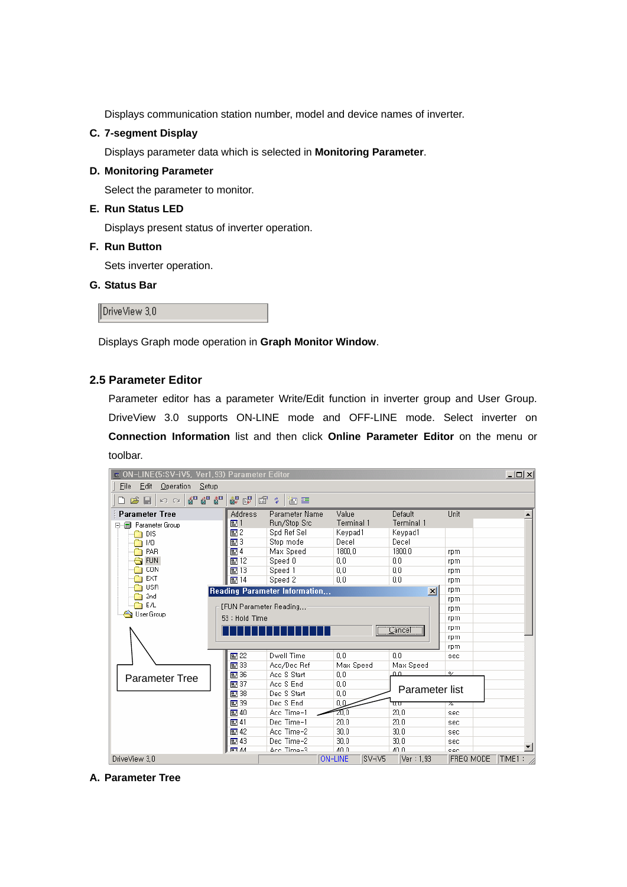Displays communication station number, model and device names of inverter.

**C. 7-segment Display**

Displays parameter data which is selected in **Monitoring Parameter**.

**D. Monitoring Parameter**

Select the parameter to monitor.

**E. Run Status LED**

Displays present status of inverter operation.

**F. Run Button**

Sets inverter operation.

**G. Status Bar**

DriveView 3.0

Displays Graph mode operation in **Graph Monitor Window**.

## 2.5 Parameter Editor

Parameter editor has a parameter Write/Edit function in inverter group and User Group. DriveView 3.0 supports ON-LINE mode and OFF-LINE mode. Select inverter on **Connection Information** list and then click **Online Parameter Editor** on the menu or toolbar.

**A. Parameter Tree**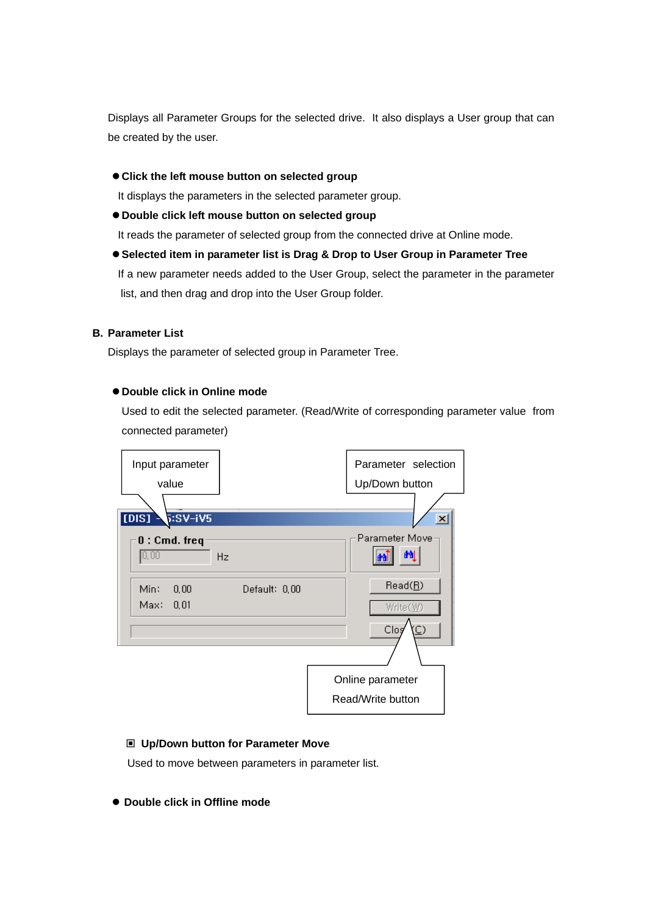Displays all Parameter Groups for the selected drive.  It also displays a User group that can be created by the user.

- **Click the left mouse button on selected group**

  It displays the parameters in the selected parameter group.

- **Double click left mouse button on selected group**

  It reads the parameter of selected group from the connected drive at Online mode.

- **Selected item in parameter list is Drag & Drop to User Group in Parameter Tree**

  If a new parameter needs added to the User Group, select the parameter in the parameter list, and then drag and drop into the User Group folder.

**B. Parameter List**

Displays the parameter of selected group in Parameter Tree.

- **Double click in Online mode**

  Used to edit the selected parameter. (Read/Write of corresponding parameter value from connected parameter)

Input parameter value

Parameter selection Up/Down button

[DIS] - 5:SV-iV5

0 : Cmd. freq

0.00 Hz

Parameter Move

Min: 0.00 Default: 0.00

Max: 0.01

Read(R)

Write(W)

Close(C)

Online parameter Read/Write button

▣ **Up/Down button for Parameter Move**

Used to move between parameters in parameter list.

- **Double click in Offline mode**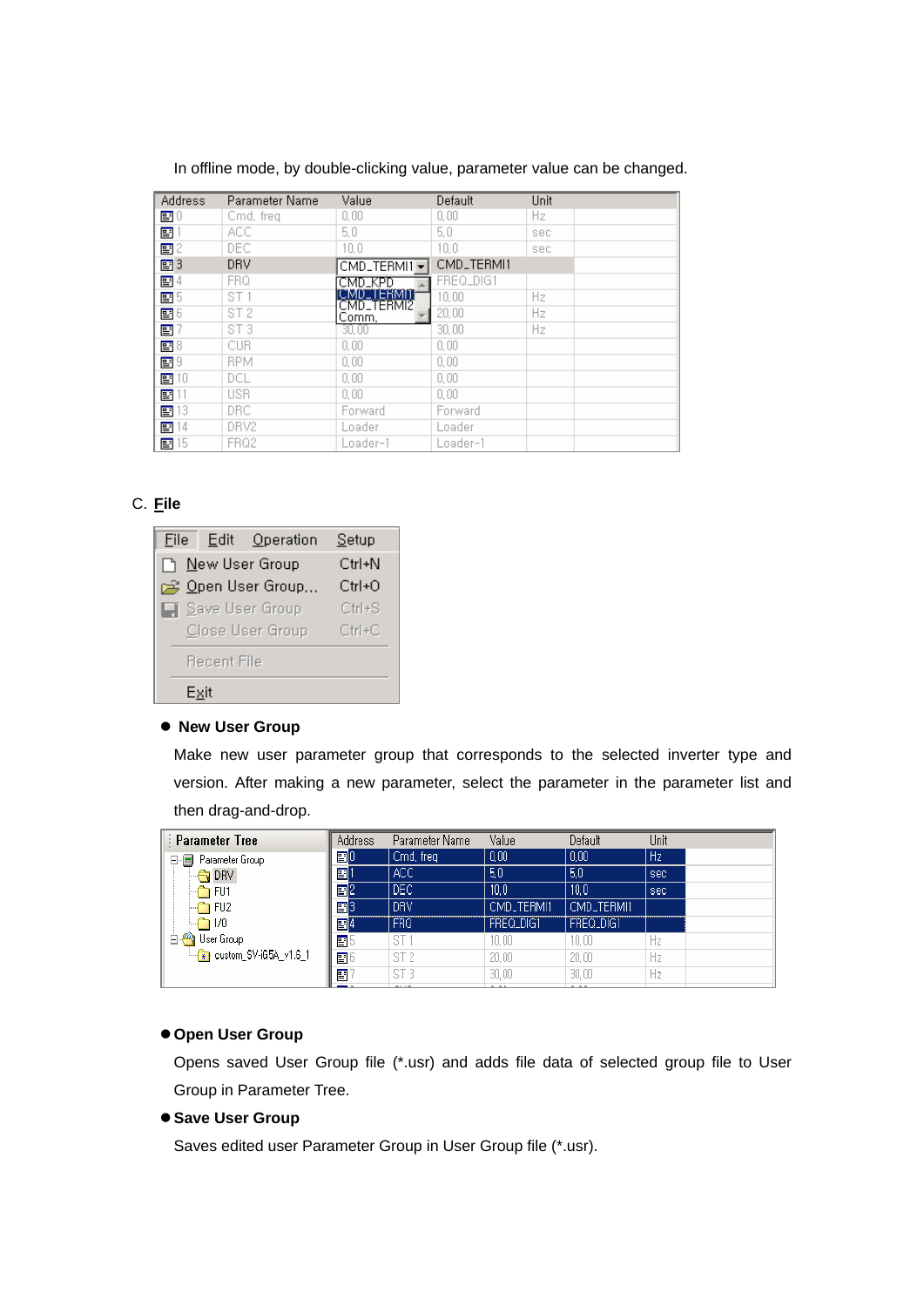In offline mode, by double-clicking value, parameter value can be changed.

| Address | Parameter Name | Value | Default | Unit |
|---|---|---|---|---|
| 0 | Cmd. freq | 0.00 | 0.00 | Hz |
| 1 | ACC | 5.0 | 5.0 | sec |
| 2 | DEC | 10.0 | 10.0 | sec |
| 3 | DRV | CMD_TERMI1 | CMD_TERMI1 | |
| 4 | FRQ | CMD_KPD / CMD_TERMI1 / CMD_TERMI2 / Comm. | FREQ_DIG1 | |
| 5 | ST 1 | | 10.00 | Hz |
| 6 | ST 2 | | 20.00 | Hz |
| 7 | ST 3 | 30.00 | 30.00 | Hz |
| 8 | CUR | 0.00 | 0.00 | |
| 9 | RPM | 0.00 | 0.00 | |
| 10 | DCL | 0.00 | 0.00 | |
| 11 | USR | 0.00 | 0.00 | |
| 13 | DRC | Forward | Forward | |
| 14 | DRV2 | Loader | Loader | |
| 15 | FRQ2 | Loader-1 | Loader-1 | |

C. **File**

| File | Edit | Operation | Setup |
|---|---|---|---|
| New User Group | Ctrl+N | | |
| Open User Group... | Ctrl+O | | |
| Save User Group | Ctrl+S | | |
| Close User Group | Ctrl+C | | |
| Recent File | | | |
| Exit | | | |

- **New User Group**

  Make new user parameter group that corresponds to the selected inverter type and version. After making a new parameter, select the parameter in the parameter list and then drag-and-drop.

Parameter Tree:
- Parameter Group
  - DRV
  - FU1
  - FU2
  - I/O
- User Group
  - custom_SV-iG5A_v1.6_1

| Address | Parameter Name | Value | Default | Unit |
|---|---|---|---|---|
| 0 | Cmd. freq | 0.00 | 0.00 | Hz |
| 1 | ACC | 5.0 | 5.0 | sec |
| 2 | DEC | 10.0 | 10.0 | sec |
| 3 | DRV | CMD_TERMI1 | CMD_TERMI1 | |
| 4 | FRQ | FREQ_DIG1 | FREQ_DIG1 | |
| 5 | ST 1 | 10.00 | 10.00 | Hz |
| 6 | ST 2 | 20.00 | 20.00 | Hz |
| 7 | ST 3 | 30.00 | 30.00 | Hz |

- **Open User Group**

  Opens saved User Group file (*.usr) and adds file data of selected group file to User Group in Parameter Tree.

- **Save User Group**

  Saves edited user Parameter Group in User Group file (*.usr).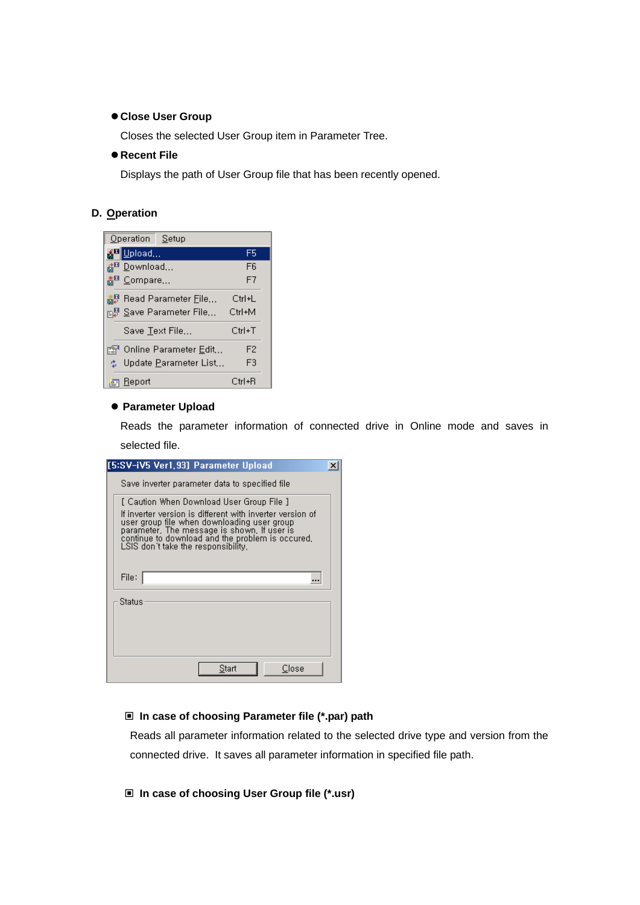● **Close User Group**

Closes the selected User Group item in Parameter Tree.

● **Recent File**

Displays the path of User Group file that has been recently opened.

## D. Operation

| Operation | Setup |
|---|---|
| Upload... | F5 |
| Download... | F6 |
| Compare... | F7 |
| Read Parameter File... | Ctrl+L |
| Save Parameter File... | Ctrl+M |
| Save Text File... | Ctrl+T |
| Online Parameter Edit... | F2 |
| Update Parameter List... | F3 |
| Report | Ctrl+R |

● **Parameter Upload**

Reads the parameter information of connected drive in Online mode and saves in selected file.

[5:SV-iV5 Ver1.93] Parameter Upload

Save inverter parameter data to specified file

[ Caution When Download User Group File ]
If inverter version is different with inverter version of user group file when downloading user group parameter. The message is shown. If user is continue to download and the problem is occured, LSIS don't take the responsibility.

File: ...

Status

Start Close

▣ **In case of choosing Parameter file (*.par) path**

Reads all parameter information related to the selected drive type and version from the connected drive. It saves all parameter information in specified file path.

▣ **In case of choosing User Group file (*.usr)**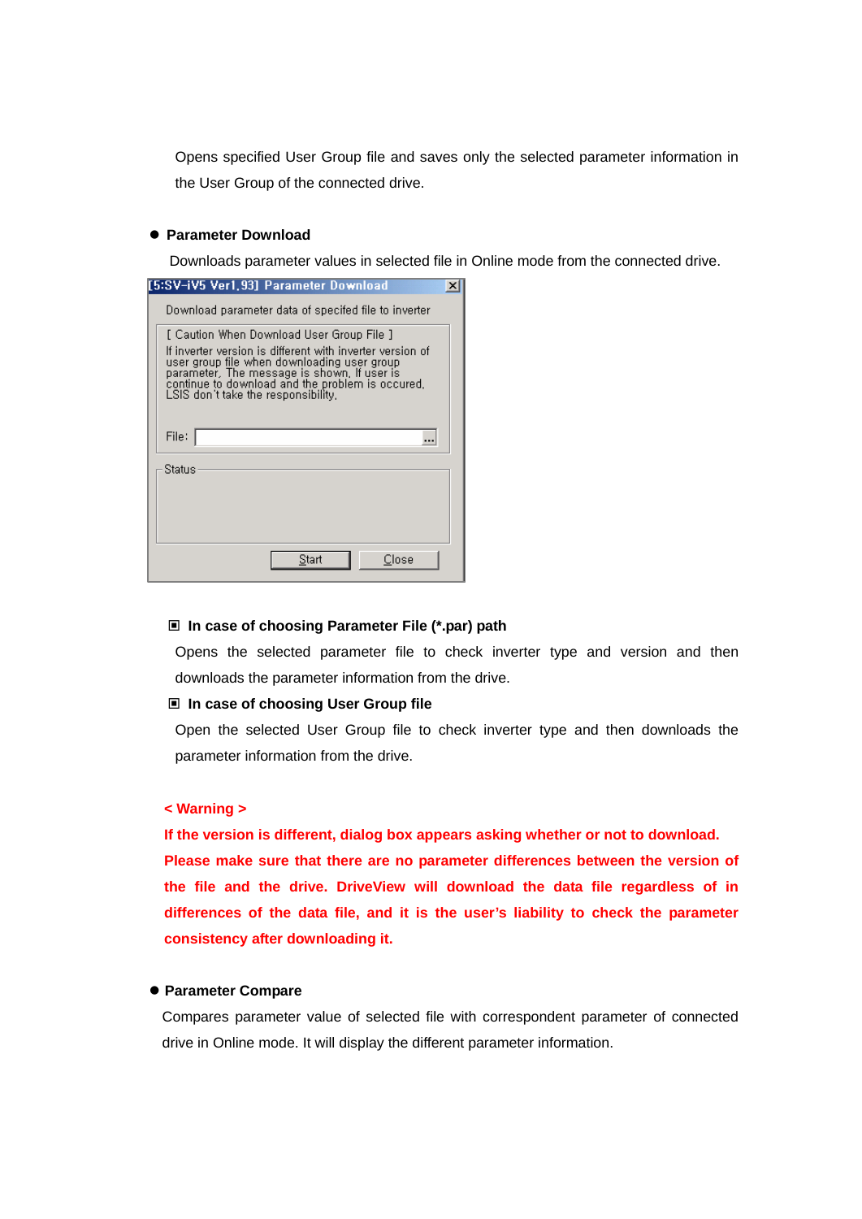Opens specified User Group file and saves only the selected parameter information in the User Group of the connected drive.

- **Parameter Download**

Downloads parameter values in selected file in Online mode from the connected drive.

[5:SV-iV5 Ver1.93] Parameter Download

Download parameter data of specifed file to inverter

[ Caution When Download User Group File ]
If inverter version is different with inverter version of user group file when downloading user group parameter. The message is shown. If user is continue to download and the problem is occured. LSIS don't take the responsibility.

File:

Status

Start Close

▣ **In case of choosing Parameter File (*.par) path**

Opens the selected parameter file to check inverter type and version and then downloads the parameter information from the drive.

▣ **In case of choosing User Group file**

Open the selected User Group file to check inverter type and then downloads the parameter information from the drive.

**< Warning >**

**If the version is different, dialog box appears asking whether or not to download. Please make sure that there are no parameter differences between the version of the file and the drive. DriveView will download the data file regardless of in differences of the data file, and it is the user's liability to check the parameter consistency after downloading it.**

- **Parameter Compare**

Compares parameter value of selected file with correspondent parameter of connected drive in Online mode. It will display the different parameter information.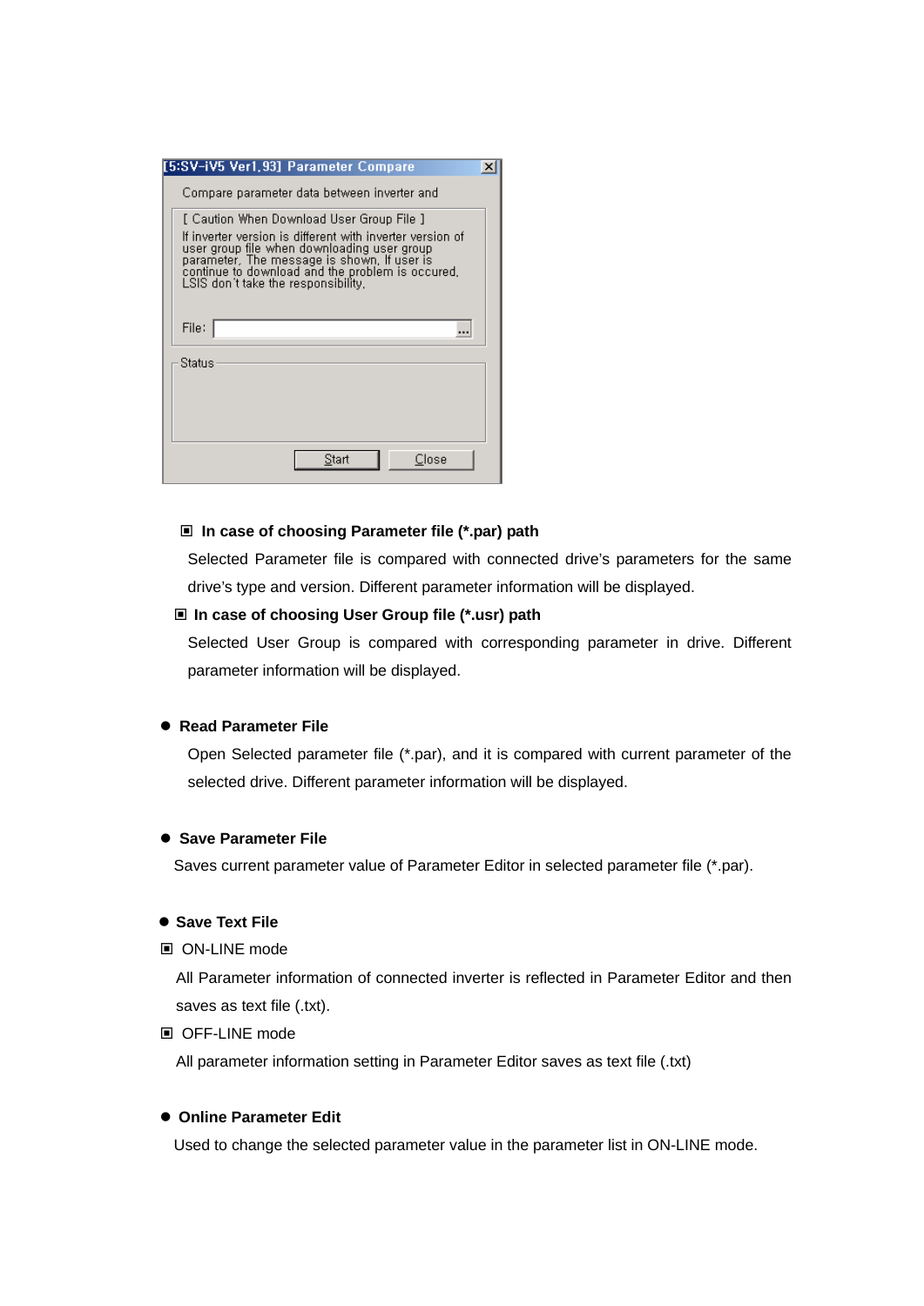[5:SV-iV5 Ver1.93] Parameter Compare

Compare parameter data between inverter and

[ Caution When Download User Group File ]

If inverter version is different with inverter version of user group file when downloading user group parameter, The message is shown, If user is continue to download and the problem is occured, LSIS don't take the responsibility.

File:

Status

Start Close

▣ **In case of choosing Parameter file (*.par) path**

Selected Parameter file is compared with connected drive's parameters for the same drive's type and version. Different parameter information will be displayed.

▣ **In case of choosing User Group file (*.usr) path**

Selected User Group is compared with corresponding parameter in drive. Different parameter information will be displayed.

- **Read Parameter File**

  Open Selected parameter file (*.par), and it is compared with current parameter of the selected drive. Different parameter information will be displayed.

- **Save Parameter File**

  Saves current parameter value of Parameter Editor in selected parameter file (*.par).

- **Save Text File**

▣ ON-LINE mode

All Parameter information of connected inverter is reflected in Parameter Editor and then saves as text file (.txt).

▣ OFF-LINE mode

All parameter information setting in Parameter Editor saves as text file (.txt)

- **Online Parameter Edit**

  Used to change the selected parameter value in the parameter list in ON-LINE mode.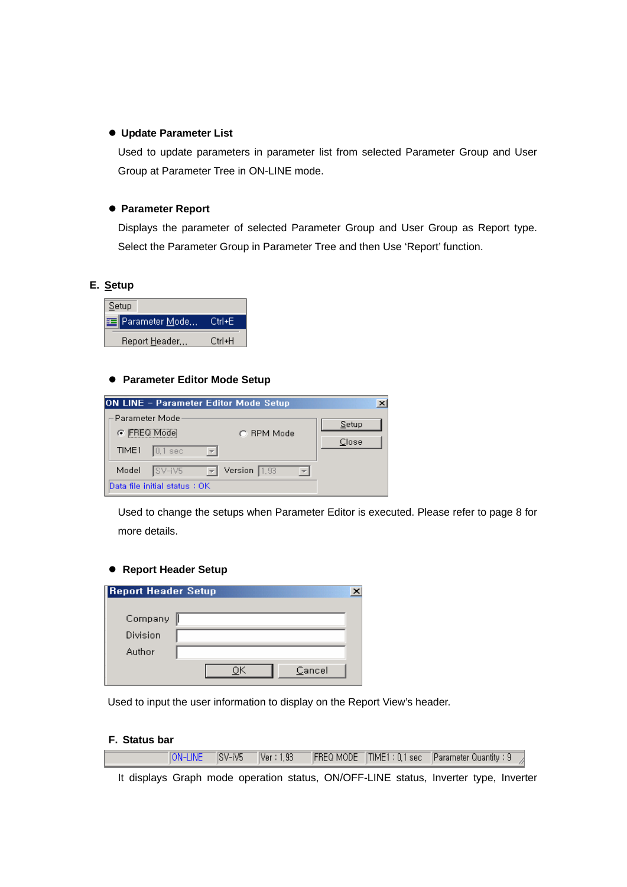- **Update Parameter List**

  Used to update parameters in parameter list from selected Parameter Group and User Group at Parameter Tree in ON-LINE mode.

- **Parameter Report**

  Displays the parameter of selected Parameter Group and User Group as Report type. Select the Parameter Group in Parameter Tree and then Use 'Report' function.

### E. Setup

Setup
Parameter Mode... Ctrl+E
Report Header... Ctrl+H

- **Parameter Editor Mode Setup**

ON LINE – Parameter Editor Mode Setup
Parameter Mode
FREQ Mode　RPM Mode
TIME1 0.1 sec
Model SV-iV5　Version 1.93
Data file initial status : OK
Setup
Close

Used to change the setups when Parameter Editor is executed. Please refer to page 8 for more details.

- **Report Header Setup**

Report Header Setup
Company
Division
Author
OK　Cancel

Used to input the user information to display on the Report View's header.

### F. Status bar

| | ON-LINE | SV-iV5 | Ver : 1.93 | FREQ MODE | TIME1 : 0.1 sec | Parameter Quantity : 9 |
|---|---|---|---|---|---|---|

It displays Graph mode operation status, ON/OFF-LINE status, Inverter type, Inverter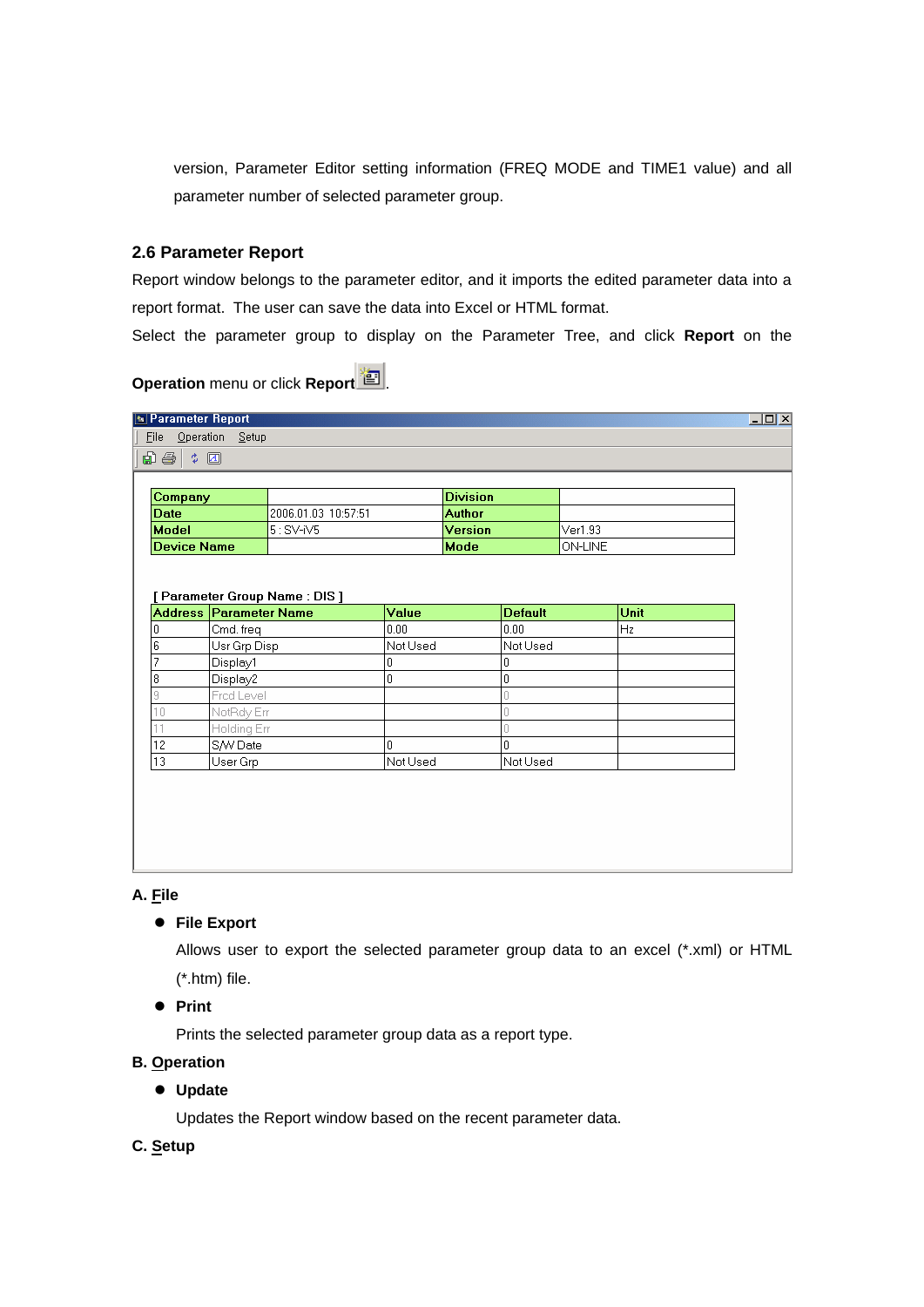version, Parameter Editor setting information (FREQ MODE and TIME1 value) and all parameter number of selected parameter group.

## 2.6 Parameter Report

Report window belongs to the parameter editor, and it imports the edited parameter data into a report format. The user can save the data into Excel or HTML format.

Select the parameter group to display on the Parameter Tree, and click **Report** on the **Operation** menu or click **Report** .

Parameter Report

File Operation Setup

| Company | | Division | |
|---|---|---|---|
| Date | 2006.01.03 10:57:51 | Author | |
| Model | 5 : SV-iV5 | Version | Ver1.93 |
| Device Name | | Mode | ON-LINE |

[ Parameter Group Name : DIS ]

| Address | Parameter Name | Value | Default | Unit |
|---|---|---|---|---|
| 0 | Cmd. freq | 0.00 | 0.00 | Hz |
| 6 | Usr Grp Disp | Not Used | Not Used | |
| 7 | Display1 | 0 | 0 | |
| 8 | Display2 | 0 | 0 | |
| 9 | Frcd Level | | 0 | |
| 10 | NotRdy Err | | 0 | |
| 11 | Holding Err | | 0 | |
| 12 | S/W Date | 0 | 0 | |
| 13 | User Grp | Not Used | Not Used | |

**A. File**

- **File Export**

  Allows user to export the selected parameter group data to an excel (*.xml) or HTML (*.htm) file.

- **Print**

  Prints the selected parameter group data as a report type.

**B. Operation**

- **Update**

  Updates the Report window based on the recent parameter data.

**C. Setup**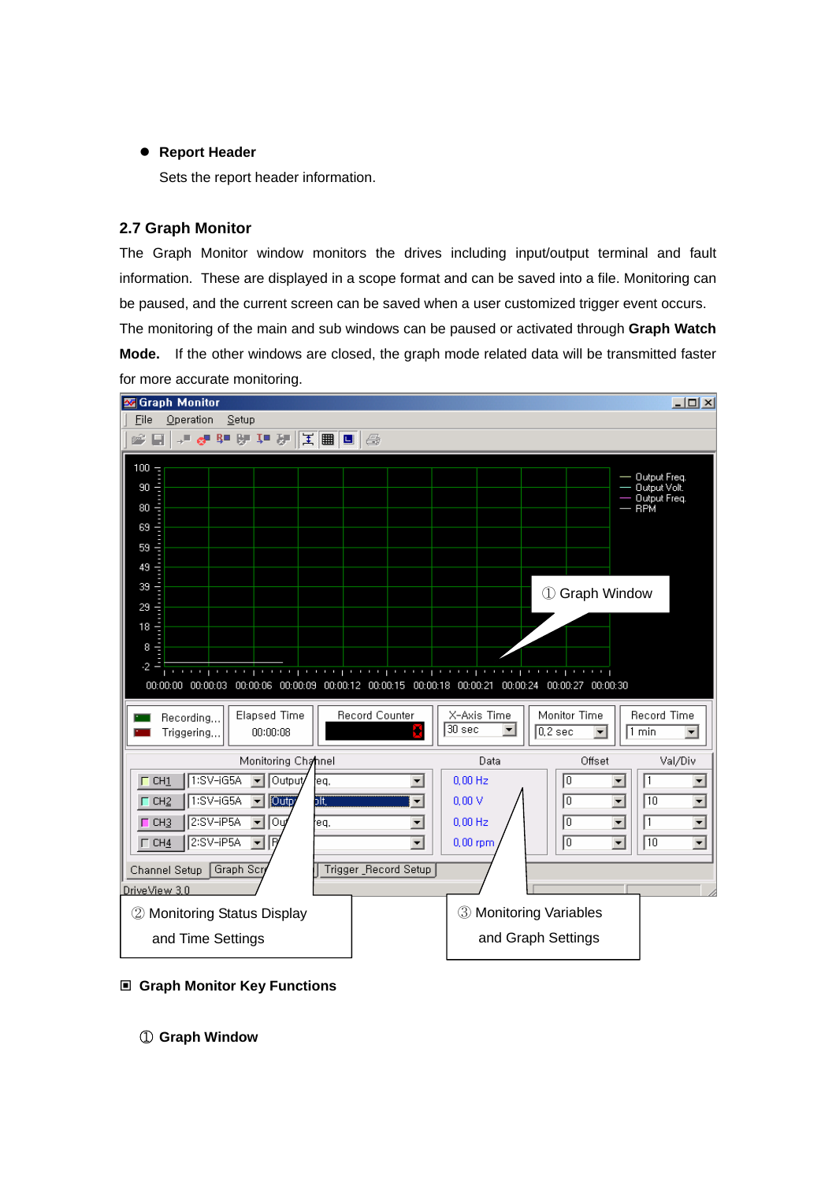- **Report Header**

  Sets the report header information.

## 2.7 Graph Monitor

The Graph Monitor window monitors the drives including input/output terminal and fault information. These are displayed in a scope format and can be saved into a file. Monitoring can be paused, and the current screen can be saved when a user customized trigger event occurs. The monitoring of the main and sub windows can be paused or activated through **Graph Watch Mode.** If the other windows are closed, the graph mode related data will be transmitted faster for more accurate monitoring.

▣ **Graph Monitor Key Functions**

① **Graph Window**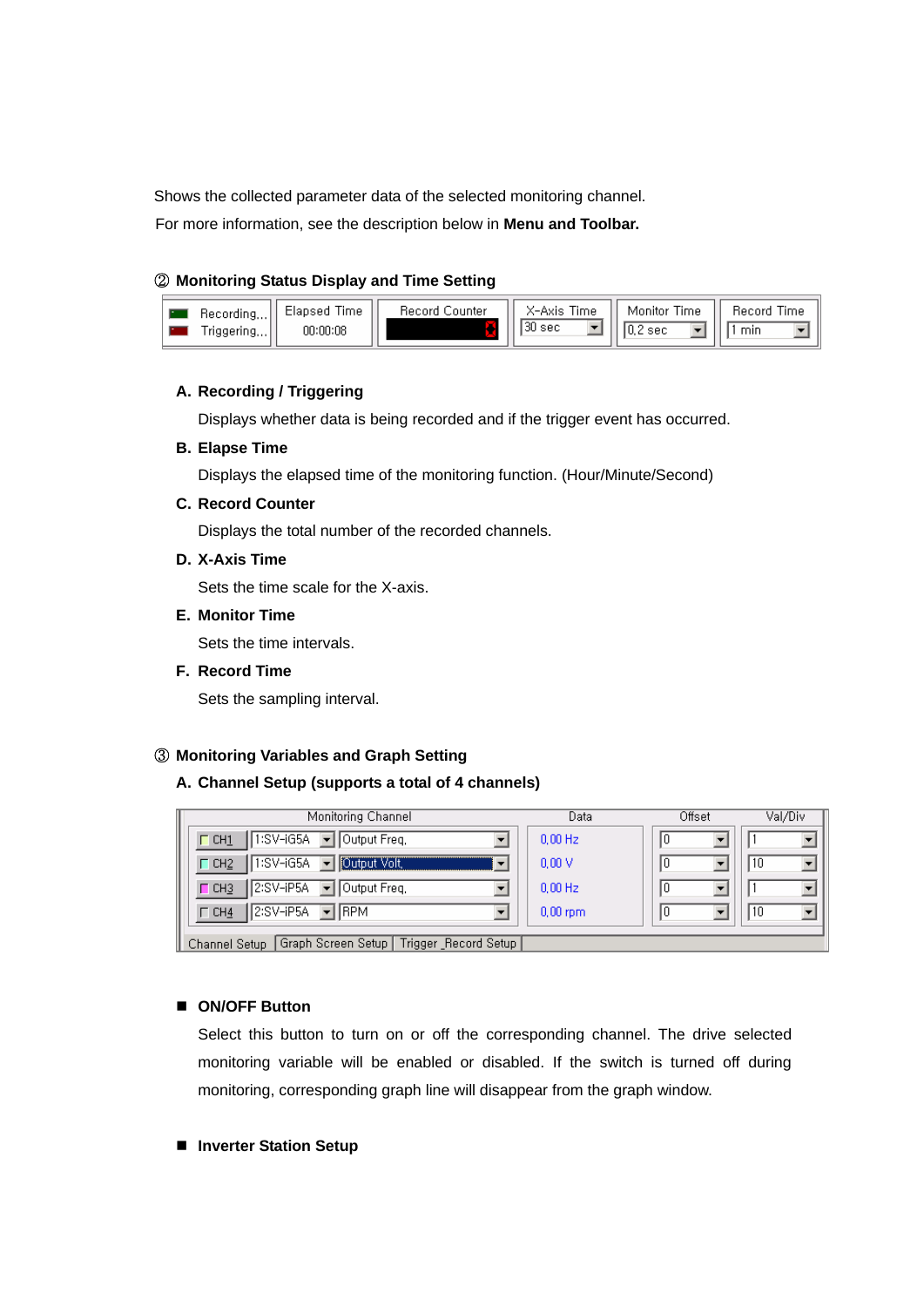Shows the collected parameter data of the selected monitoring channel.

For more information, see the description below in **Menu and Toolbar.**

### ② Monitoring Status Display and Time Setting

| Recording... / Triggering... | Elapsed Time | Record Counter | X-Axis Time | Monitor Time | Record Time |
|---|---|---|---|---|---|
| | 00:00:08 | 0 | 30 sec | 0.2 sec | 1 min |

**A. Recording / Triggering**

Displays whether data is being recorded and if the trigger event has occurred.

**B. Elapse Time**

Displays the elapsed time of the monitoring function. (Hour/Minute/Second)

**C. Record Counter**

Displays the total number of the recorded channels.

**D. X-Axis Time**

Sets the time scale for the X-axis.

**E. Monitor Time**

Sets the time intervals.

**F. Record Time**

Sets the sampling interval.

### ③ Monitoring Variables and Graph Setting

**A. Channel Setup (supports a total of 4 channels)**

| Monitoring Channel | | | Data | Offset | Val/Div |
|---|---|---|---|---|---|
| CH1 | 1:SV-iG5A | Output Freq. | 0.00 Hz | 0 | 1 |
| CH2 | 1:SV-iG5A | Output Volt. | 0.00 V | 0 | 10 |
| CH3 | 2:SV-iP5A | Output Freq. | 0.00 Hz | 0 | 1 |
| CH4 | 2:SV-iP5A | RPM | 0.00 rpm | 0 | 10 |

Channel Setup | Graph Screen Setup | Trigger _Record Setup

- **ON/OFF Button**

  Select this button to turn on or off the corresponding channel. The drive selected monitoring variable will be enabled or disabled. If the switch is turned off during monitoring, corresponding graph line will disappear from the graph window.

- **Inverter Station Setup**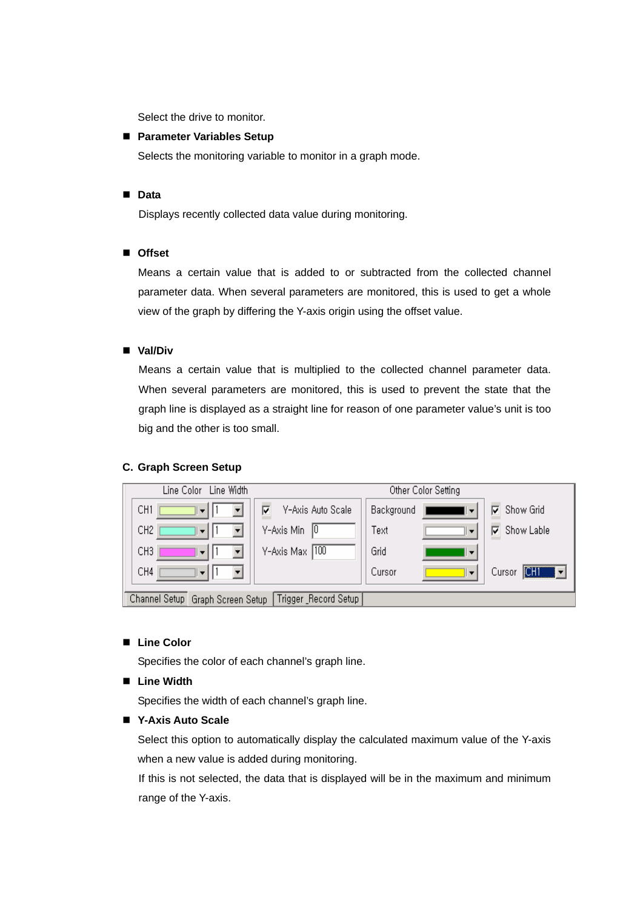Select the drive to monitor.

- **Parameter Variables Setup**

  Selects the monitoring variable to monitor in a graph mode.

- **Data**

  Displays recently collected data value during monitoring.

- **Offset**

  Means a certain value that is added to or subtracted from the collected channel parameter data. When several parameters are monitored, this is used to get a whole view of the graph by differing the Y-axis origin using the offset value.

- **Val/Div**

  Means a certain value that is multiplied to the collected channel parameter data. When several parameters are monitored, this is used to prevent the state that the graph line is displayed as a straight line for reason of one parameter value's unit is too big and the other is too small.

### C. Graph Screen Setup

| Line Color | | Line Width | | | Other Color Setting | | | |
|---|---|---|---|---|---|---|---|---|
| CH1 | (light yellow-green) | 1 | ☑ Y-Axis Auto Scale | | Background | (black) | ☑ Show Grid | |
| CH2 | (aqua) | 1 | Y-Axis Min | 0 | Text | (white) | ☑ Show Lable | |
| CH3 | (magenta) | 1 | Y-Axis Max | 100 | Grid | (green) | | |
| CH4 | (gray) | 1 | | | Cursor | (yellow) | Cursor | CH1 |

Channel Setup | Graph Screen Setup | Trigger _Record Setup

- **Line Color**

  Specifies the color of each channel's graph line.

- **Line Width**

  Specifies the width of each channel's graph line.

- **Y-Axis Auto Scale**

  Select this option to automatically display the calculated maximum value of the Y-axis when a new value is added during monitoring.

  If this is not selected, the data that is displayed will be in the maximum and minimum range of the Y-axis.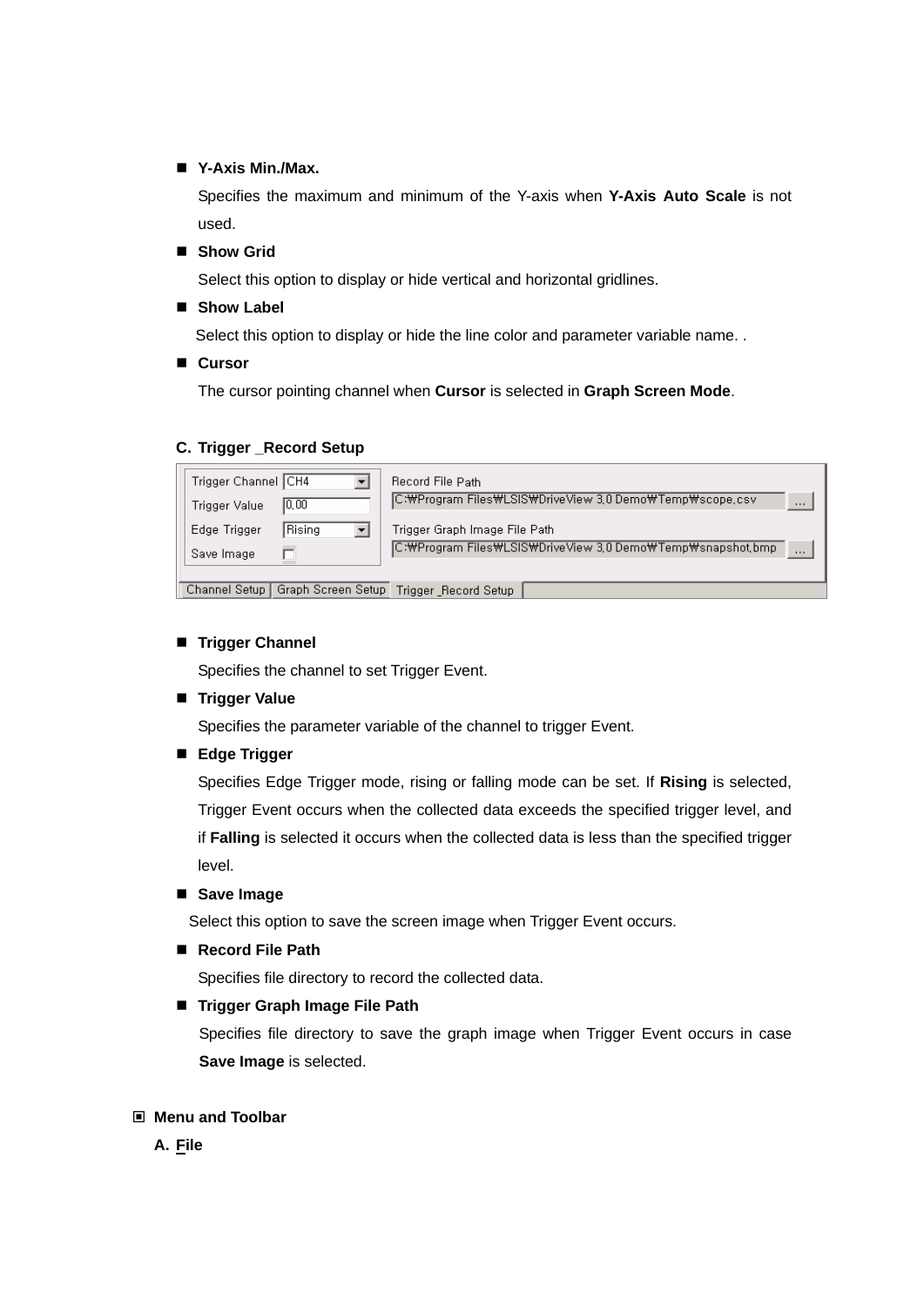- **Y-Axis Min./Max.**

  Specifies the maximum and minimum of the Y-axis when **Y-Axis Auto Scale** is not used.

- **Show Grid**

  Select this option to display or hide vertical and horizontal gridlines.

- **Show Label**

  Select this option to display or hide the line color and parameter variable name. .

- **Cursor**

  The cursor pointing channel when **Cursor** is selected in **Graph Screen Mode**.

**C. Trigger _Record Setup**

| Trigger Channel | CH4 | Record File Path |
|---|---|---|
| Trigger Value | 0.00 | C:₩Program Files₩LSIS₩DriveView 3.0 Demo₩Temp₩scope.csv |
| Edge Trigger | Rising | Trigger Graph Image File Path |
| Save Image | ☐ | C:₩Program Files₩LSIS₩DriveView 3.0 Demo₩Temp₩snapshot.bmp |

Channel Setup | Graph Screen Setup | Trigger _Record Setup

- **Trigger Channel**

  Specifies the channel to set Trigger Event.

- **Trigger Value**

  Specifies the parameter variable of the channel to trigger Event.

- **Edge Trigger**

  Specifies Edge Trigger mode, rising or falling mode can be set. If **Rising** is selected, Trigger Event occurs when the collected data exceeds the specified trigger level, and if **Falling** is selected it occurs when the collected data is less than the specified trigger level.

- **Save Image**

  Select this option to save the screen image when Trigger Event occurs.

- **Record File Path**

  Specifies file directory to record the collected data.

- **Trigger Graph Image File Path**

  Specifies file directory to save the graph image when Trigger Event occurs in case **Save Image** is selected.

## ▣ Menu and Toolbar

**A. File**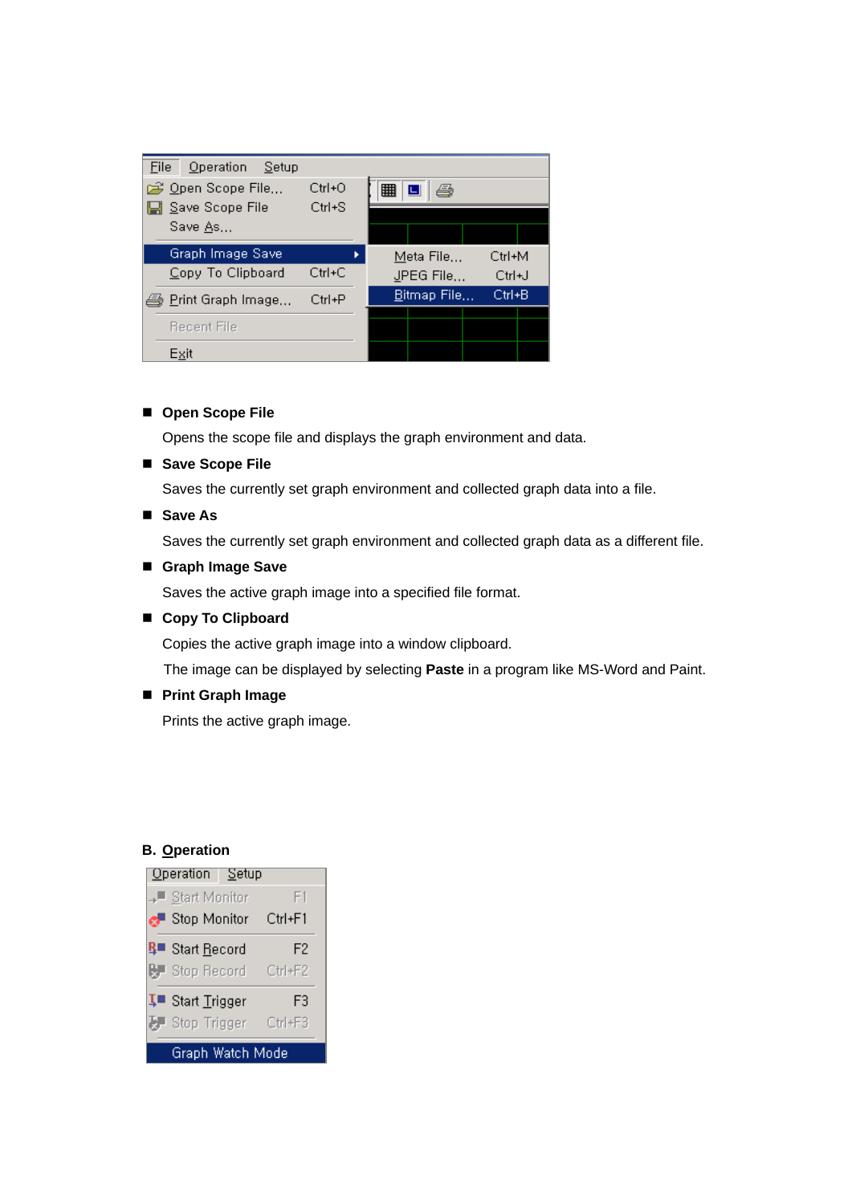- **Open Scope File**

  Opens the scope file and displays the graph environment and data.

- **Save Scope File**

  Saves the currently set graph environment and collected graph data into a file.

- **Save As**

  Saves the currently set graph environment and collected graph data as a different file.

- **Graph Image Save**

  Saves the active graph image into a specified file format.

- **Copy To Clipboard**

  Copies the active graph image into a window clipboard.

  The image can be displayed by selecting **Paste** in a program like MS-Word and Paint.

- **Print Graph Image**

  Prints the active graph image.

**B. Operation**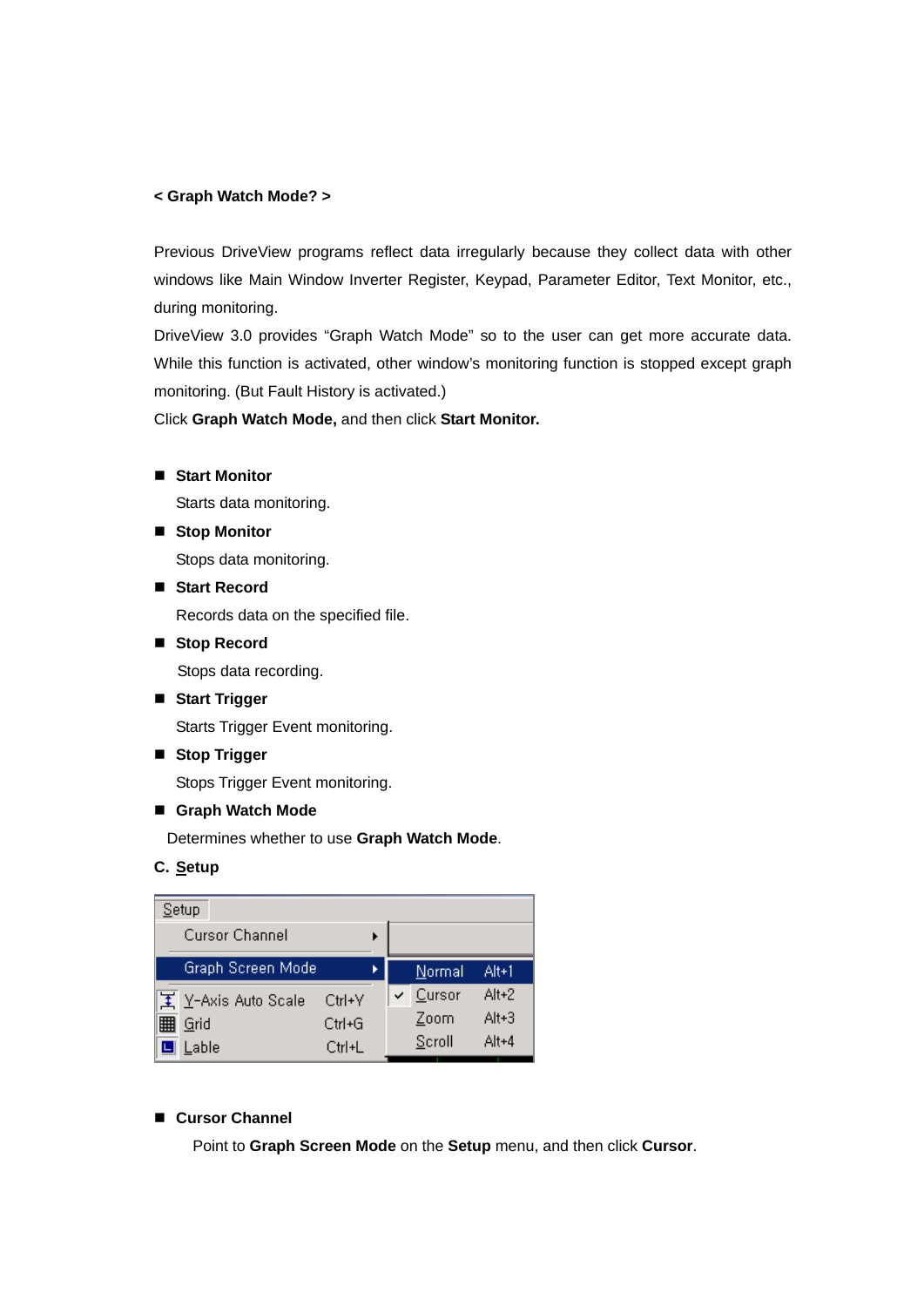**< Graph Watch Mode? >**

Previous DriveView programs reflect data irregularly because they collect data with other windows like Main Window Inverter Register, Keypad, Parameter Editor, Text Monitor, etc., during monitoring.

DriveView 3.0 provides “Graph Watch Mode” so to the user can get more accurate data. While this function is activated, other window’s monitoring function is stopped except graph monitoring. (But Fault History is activated.)

Click **Graph Watch Mode,** and then click **Start Monitor.**

- **Start Monitor**

  Starts data monitoring.
- **Stop Monitor**

  Stops data monitoring.
- **Start Record**

  Records data on the specified file.
- **Stop Record**

  Stops data recording.
- **Start Trigger**

  Starts Trigger Event monitoring.
- **Stop Trigger**

  Stops Trigger Event monitoring.
- **Graph Watch Mode**

  Determines whether to use **Graph Watch Mode**.

**C. Setup**

- **Cursor Channel**

  Point to **Graph Screen Mode** on the **Setup** menu, and then click **Cursor**.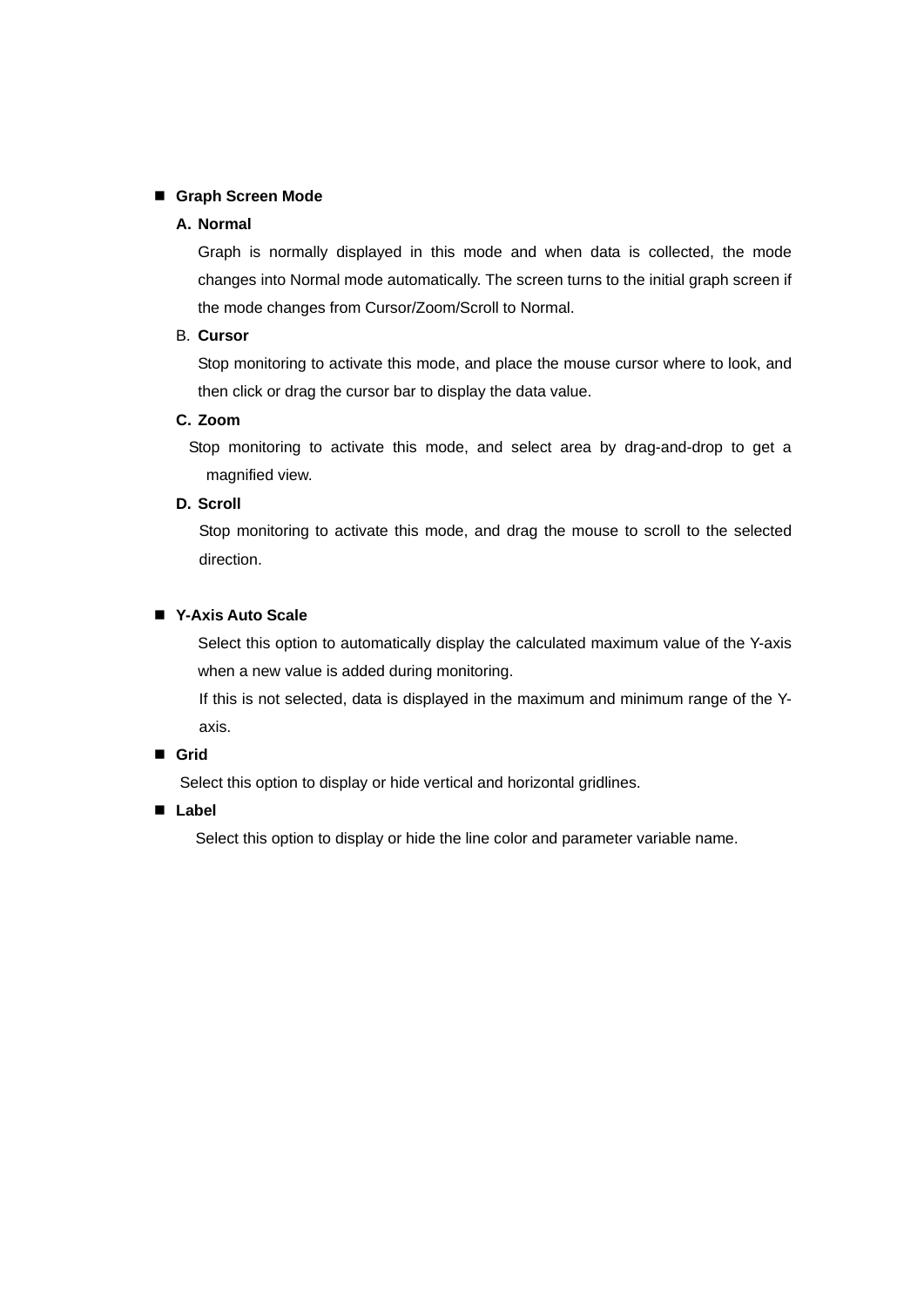- **Graph Screen Mode**

  **A. Normal**

  Graph is normally displayed in this mode and when data is collected, the mode changes into Normal mode automatically. The screen turns to the initial graph screen if the mode changes from Cursor/Zoom/Scroll to Normal.

  B. **Cursor**

  Stop monitoring to activate this mode, and place the mouse cursor where to look, and then click or drag the cursor bar to display the data value.

  **C. Zoom**

  Stop monitoring to activate this mode, and select area by drag-and-drop to get a magnified view.

  **D. Scroll**

  Stop monitoring to activate this mode, and drag the mouse to scroll to the selected direction.

- **Y-Axis Auto Scale**

  Select this option to automatically display the calculated maximum value of the Y-axis when a new value is added during monitoring.

  If this is not selected, data is displayed in the maximum and minimum range of the Y-axis.

- **Grid**

  Select this option to display or hide vertical and horizontal gridlines.

- **Label**

  Select this option to display or hide the line color and parameter variable name.